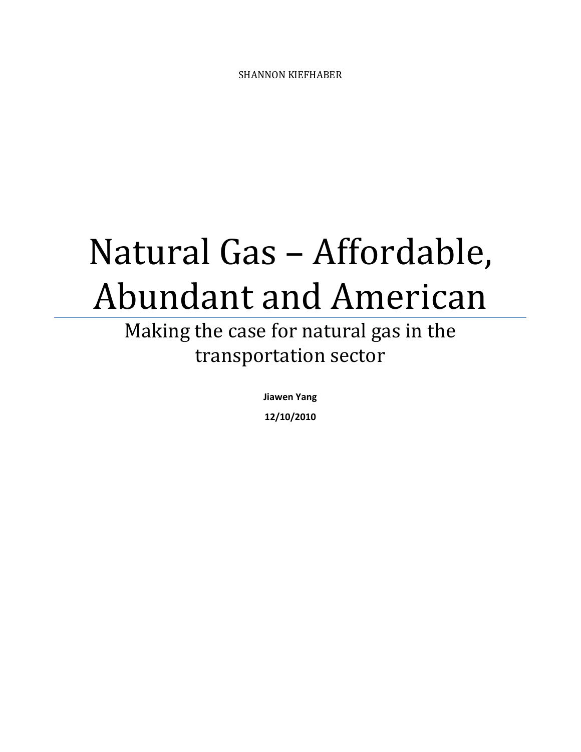SHANNON KIEFHABER

# Natural Gas – Affordable, Abundant and American

## Making the case for natural gas in the transportation sector

**Jiawen Yang**

**12/10/2010**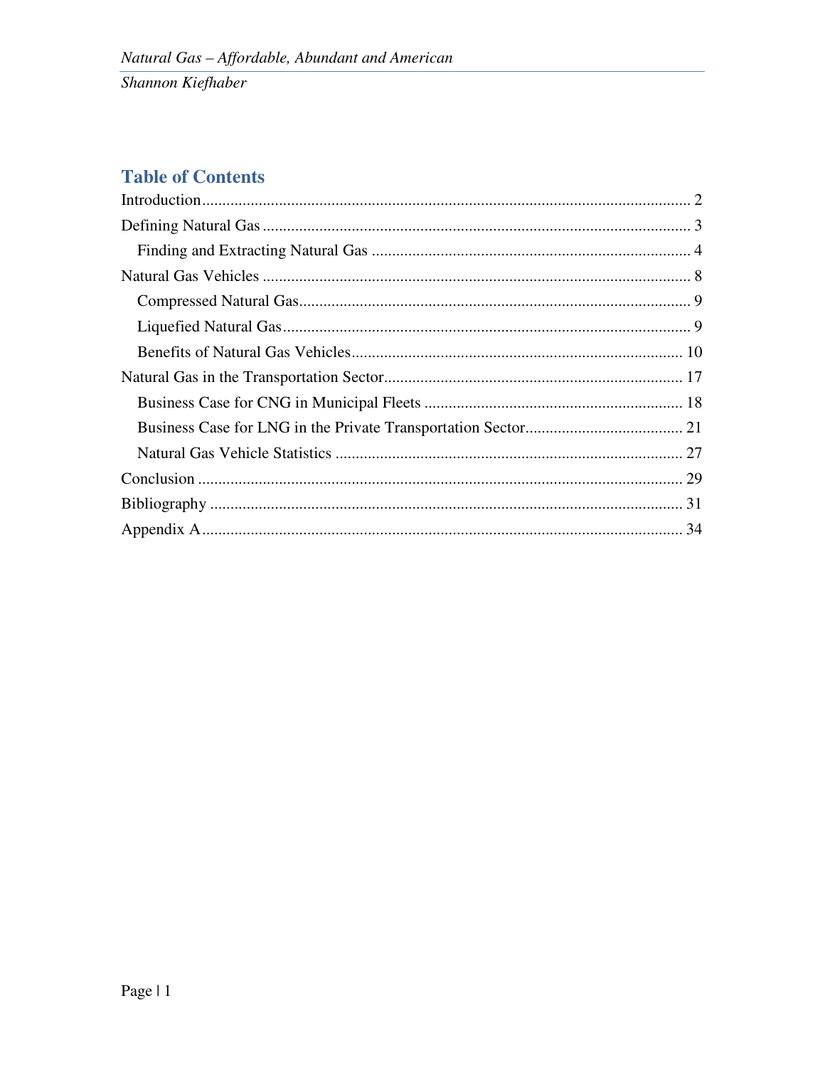## Table of Contents

Introduction ........................................................................................................................ 2

Defining Natural Gas .......................................................................................................... 3

  Finding and Extracting Natural Gas ............................................................................... 4

Natural Gas Vehicles .......................................................................................................... 8

  Compressed Natural Gas................................................................................................. 9

  Liquefied Natural Gas..................................................................................................... 9

  Benefits of Natural Gas Vehicles .................................................................................. 10

Natural Gas in the Transportation Sector.......................................................................... 17

  Business Case for CNG in Municipal Fleets ................................................................ 18

  Business Case for LNG in the Private Transportation Sector....................................... 21

  Natural Gas Vehicle Statistics ...................................................................................... 27

Conclusion ........................................................................................................................ 29

Bibliography ..................................................................................................................... 31

Appendix A....................................................................................................................... 34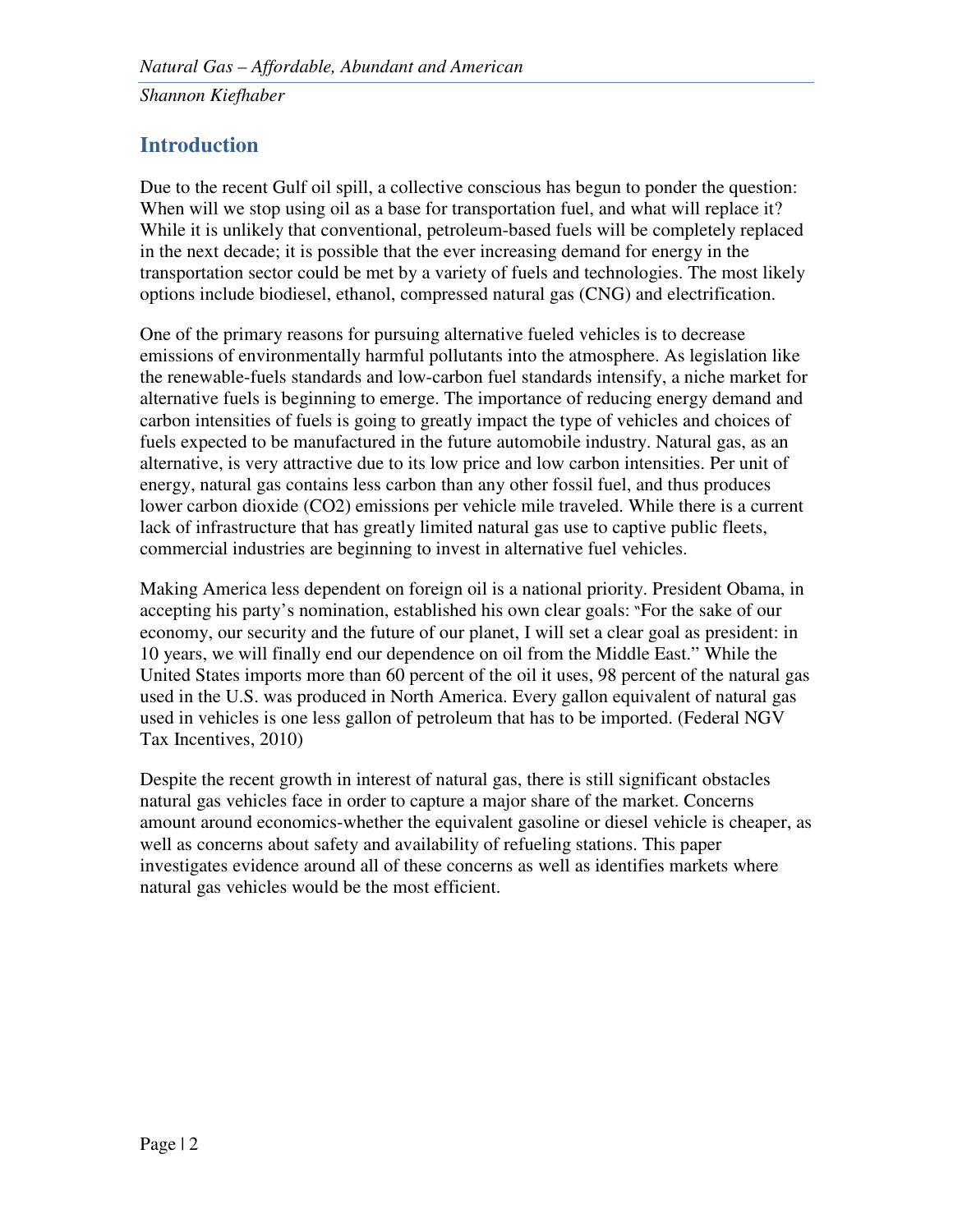## Introduction

Due to the recent Gulf oil spill, a collective conscious has begun to ponder the question: When will we stop using oil as a base for transportation fuel, and what will replace it? While it is unlikely that conventional, petroleum-based fuels will be completely replaced in the next decade; it is possible that the ever increasing demand for energy in the transportation sector could be met by a variety of fuels and technologies. The most likely options include biodiesel, ethanol, compressed natural gas (CNG) and electrification.

One of the primary reasons for pursuing alternative fueled vehicles is to decrease emissions of environmentally harmful pollutants into the atmosphere. As legislation like the renewable-fuels standards and low-carbon fuel standards intensify, a niche market for alternative fuels is beginning to emerge. The importance of reducing energy demand and carbon intensities of fuels is going to greatly impact the type of vehicles and choices of fuels expected to be manufactured in the future automobile industry. Natural gas, as an alternative, is very attractive due to its low price and low carbon intensities. Per unit of energy, natural gas contains less carbon than any other fossil fuel, and thus produces lower carbon dioxide ($CO_2$) emissions per vehicle mile traveled. While there is a current lack of infrastructure that has greatly limited natural gas use to captive public fleets, commercial industries are beginning to invest in alternative fuel vehicles.

Making America less dependent on foreign oil is a national priority. President Obama, in accepting his party's nomination, established his own clear goals: "For the sake of our economy, our security and the future of our planet, I will set a clear goal as president: in 10 years, we will finally end our dependence on oil from the Middle East." While the United States imports more than 60 percent of the oil it uses, 98 percent of the natural gas used in the U.S. was produced in North America. Every gallon equivalent of natural gas used in vehicles is one less gallon of petroleum that has to be imported. (Federal NGV Tax Incentives, 2010)

Despite the recent growth in interest of natural gas, there is still significant obstacles natural gas vehicles face in order to capture a major share of the market. Concerns amount around economics-whether the equivalent gasoline or diesel vehicle is cheaper, as well as concerns about safety and availability of refueling stations. This paper investigates evidence around all of these concerns as well as identifies markets where natural gas vehicles would be the most efficient.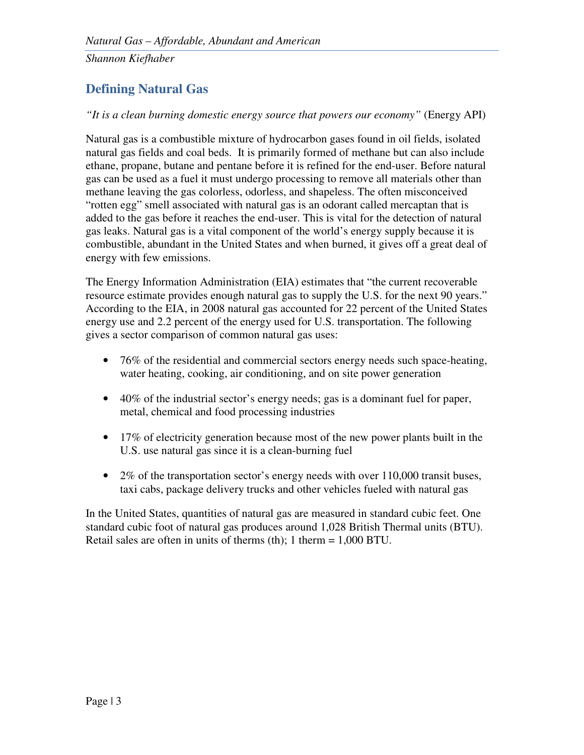## Defining Natural Gas

*"It is a clean burning domestic energy source that powers our economy"* (Energy API)

Natural gas is a combustible mixture of hydrocarbon gases found in oil fields, isolated natural gas fields and coal beds. It is primarily formed of methane but can also include ethane, propane, butane and pentane before it is refined for the end-user. Before natural gas can be used as a fuel it must undergo processing to remove all materials other than methane leaving the gas colorless, odorless, and shapeless. The often misconceived "rotten egg" smell associated with natural gas is an odorant called mercaptan that is added to the gas before it reaches the end-user. This is vital for the detection of natural gas leaks. Natural gas is a vital component of the world's energy supply because it is combustible, abundant in the United States and when burned, it gives off a great deal of energy with few emissions.

The Energy Information Administration (EIA) estimates that "the current recoverable resource estimate provides enough natural gas to supply the U.S. for the next 90 years." According to the EIA, in 2008 natural gas accounted for 22 percent of the United States energy use and 2.2 percent of the energy used for U.S. transportation. The following gives a sector comparison of common natural gas uses:

- 76% of the residential and commercial sectors energy needs such space-heating, water heating, cooking, air conditioning, and on site power generation
- 40% of the industrial sector's energy needs; gas is a dominant fuel for paper, metal, chemical and food processing industries
- 17% of electricity generation because most of the new power plants built in the U.S. use natural gas since it is a clean-burning fuel
- 2% of the transportation sector's energy needs with over 110,000 transit buses, taxi cabs, package delivery trucks and other vehicles fueled with natural gas

In the United States, quantities of natural gas are measured in standard cubic feet. One standard cubic foot of natural gas produces around 1,028 British Thermal units (BTU). Retail sales are often in units of therms (th); 1 therm = 1,000 BTU.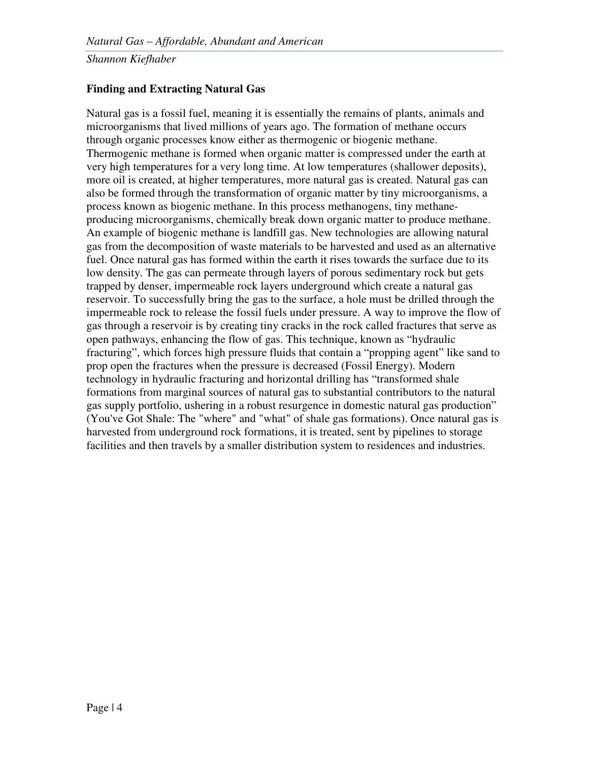## Finding and Extracting Natural Gas

Natural gas is a fossil fuel, meaning it is essentially the remains of plants, animals and microorganisms that lived millions of years ago. The formation of methane occurs through organic processes know either as thermogenic or biogenic methane. Thermogenic methane is formed when organic matter is compressed under the earth at very high temperatures for a very long time. At low temperatures (shallower deposits), more oil is created, at higher temperatures, more natural gas is created. Natural gas can also be formed through the transformation of organic matter by tiny microorganisms, a process known as biogenic methane. In this process methanogens, tiny methane-producing microorganisms, chemically break down organic matter to produce methane. An example of biogenic methane is landfill gas. New technologies are allowing natural gas from the decomposition of waste materials to be harvested and used as an alternative fuel. Once natural gas has formed within the earth it rises towards the surface due to its low density. The gas can permeate through layers of porous sedimentary rock but gets trapped by denser, impermeable rock layers underground which create a natural gas reservoir. To successfully bring the gas to the surface, a hole must be drilled through the impermeable rock to release the fossil fuels under pressure. A way to improve the flow of gas through a reservoir is by creating tiny cracks in the rock called fractures that serve as open pathways, enhancing the flow of gas. This technique, known as "hydraulic fracturing", which forces high pressure fluids that contain a "propping agent" like sand to prop open the fractures when the pressure is decreased (Fossil Energy). Modern technology in hydraulic fracturing and horizontal drilling has "transformed shale formations from marginal sources of natural gas to substantial contributors to the natural gas supply portfolio, ushering in a robust resurgence in domestic natural gas production" (You've Got Shale: The "where" and "what" of shale gas formations). Once natural gas is harvested from underground rock formations, it is treated, sent by pipelines to storage facilities and then travels by a smaller distribution system to residences and industries.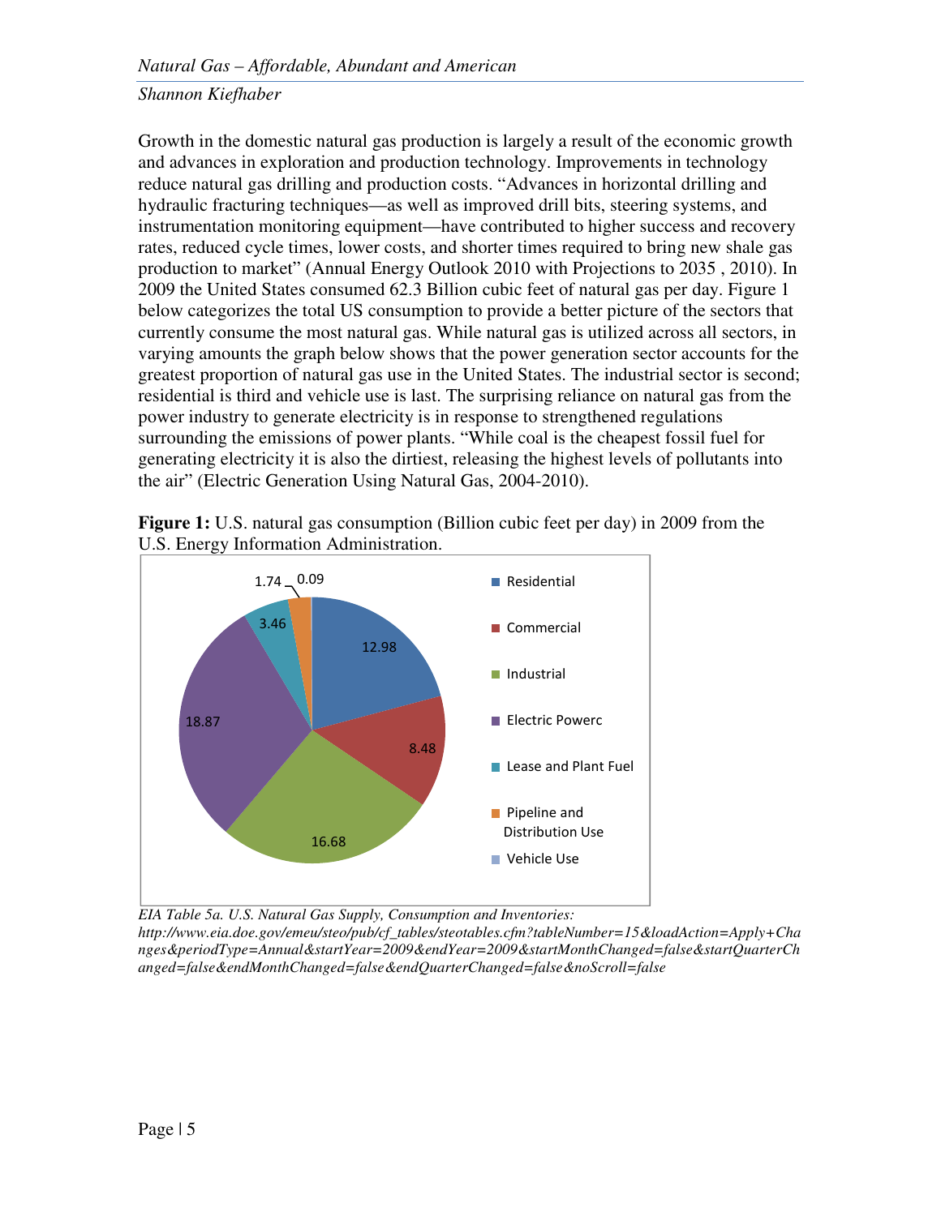Growth in the domestic natural gas production is largely a result of the economic growth and advances in exploration and production technology. Improvements in technology reduce natural gas drilling and production costs. "Advances in horizontal drilling and hydraulic fracturing techniques—as well as improved drill bits, steering systems, and instrumentation monitoring equipment—have contributed to higher success and recovery rates, reduced cycle times, lower costs, and shorter times required to bring new shale gas production to market" (Annual Energy Outlook 2010 with Projections to 2035 , 2010). In 2009 the United States consumed 62.3 Billion cubic feet of natural gas per day. Figure 1 below categorizes the total US consumption to provide a better picture of the sectors that currently consume the most natural gas. While natural gas is utilized across all sectors, in varying amounts the graph below shows that the power generation sector accounts for the greatest proportion of natural gas use in the United States. The industrial sector is second; residential is third and vehicle use is last. The surprising reliance on natural gas from the power industry to generate electricity is in response to strengthened regulations surrounding the emissions of power plants. "While coal is the cheapest fossil fuel for generating electricity it is also the dirtiest, releasing the highest levels of pollutants into the air" (Electric Generation Using Natural Gas, 2004-2010).

**Figure 1:** U.S. natural gas consumption (Billion cubic feet per day) in 2009 from the U.S. Energy Information Administration.

| Sector | Billion cubic feet per day |
|---|---|
| Residential | 12.98 |
| Commercial | 8.48 |
| Industrial | 16.68 |
| Electric Powerc | 18.87 |
| Lease and Plant Fuel | 3.46 |
| Pipeline and Distribution Use | 1.74 |
| Vehicle Use | 0.09 |

*EIA Table 5a. U.S. Natural Gas Supply, Consumption and Inventories: http://www.eia.doe.gov/emeu/steo/pub/cf_tables/steotables.cfm?tableNumber=15&loadAction=Apply+Changes&periodType=Annual&startYear=2009&endYear=2009&startMonthChanged=false&startQuarterChanged=false&endMonthChanged=false&endQuarterChanged=false&noScroll=false*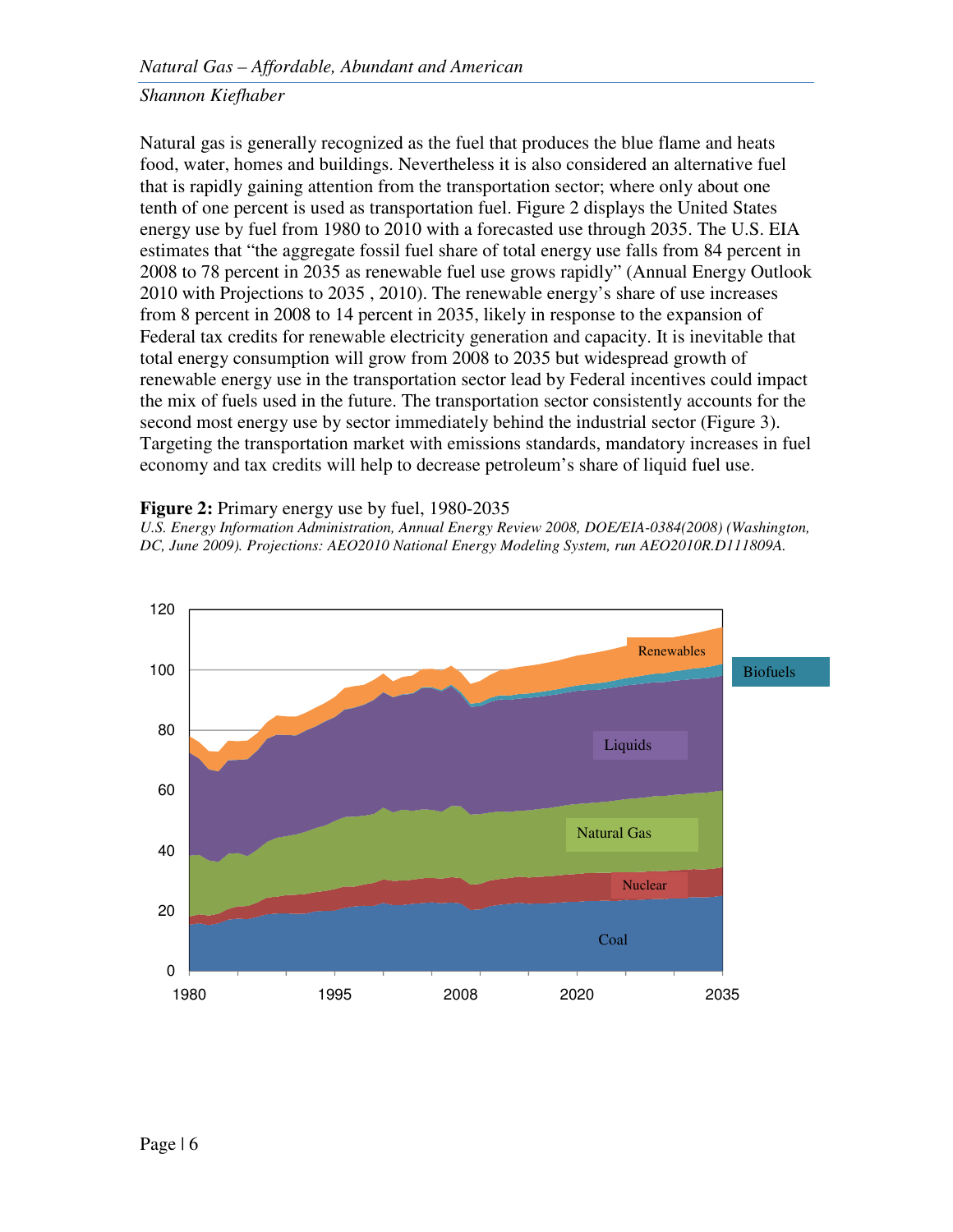Natural gas is generally recognized as the fuel that produces the blue flame and heats food, water, homes and buildings. Nevertheless it is also considered an alternative fuel that is rapidly gaining attention from the transportation sector; where only about one tenth of one percent is used as transportation fuel. Figure 2 displays the United States energy use by fuel from 1980 to 2010 with a forecasted use through 2035. The U.S. EIA estimates that "the aggregate fossil fuel share of total energy use falls from 84 percent in 2008 to 78 percent in 2035 as renewable fuel use grows rapidly" (Annual Energy Outlook 2010 with Projections to 2035 , 2010). The renewable energy's share of use increases from 8 percent in 2008 to 14 percent in 2035, likely in response to the expansion of Federal tax credits for renewable electricity generation and capacity. It is inevitable that total energy consumption will grow from 2008 to 2035 but widespread growth of renewable energy use in the transportation sector lead by Federal incentives could impact the mix of fuels used in the future. The transportation sector consistently accounts for the second most energy use by sector immediately behind the industrial sector (Figure 3). Targeting the transportation market with emissions standards, mandatory increases in fuel economy and tax credits will help to decrease petroleum's share of liquid fuel use.

**Figure 2:** Primary energy use by fuel, 1980-2035

*U.S. Energy Information Administration, Annual Energy Review 2008, DOE/EIA-0384(2008) (Washington, DC, June 2009). Projections: AEO2010 National Energy Modeling System, run AEO2010R.D111809A.*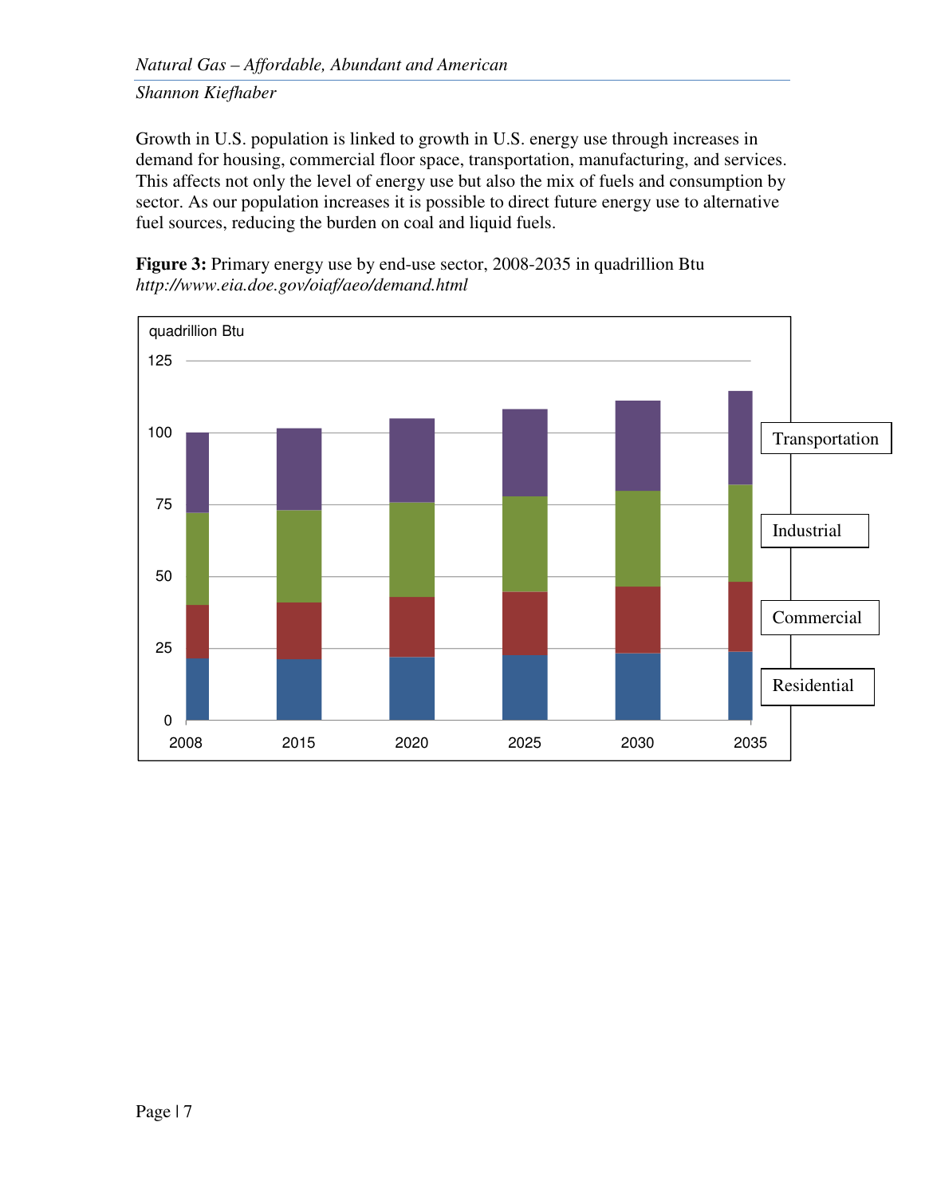Growth in U.S. population is linked to growth in U.S. energy use through increases in demand for housing, commercial floor space, transportation, manufacturing, and services. This affects not only the level of energy use but also the mix of fuels and consumption by sector. As our population increases it is possible to direct future energy use to alternative fuel sources, reducing the burden on coal and liquid fuels.

**Figure 3:** Primary energy use by end-use sector, 2008-2035 in quadrillion Btu
*http://www.eia.doe.gov/oiaf/aeo/demand.html*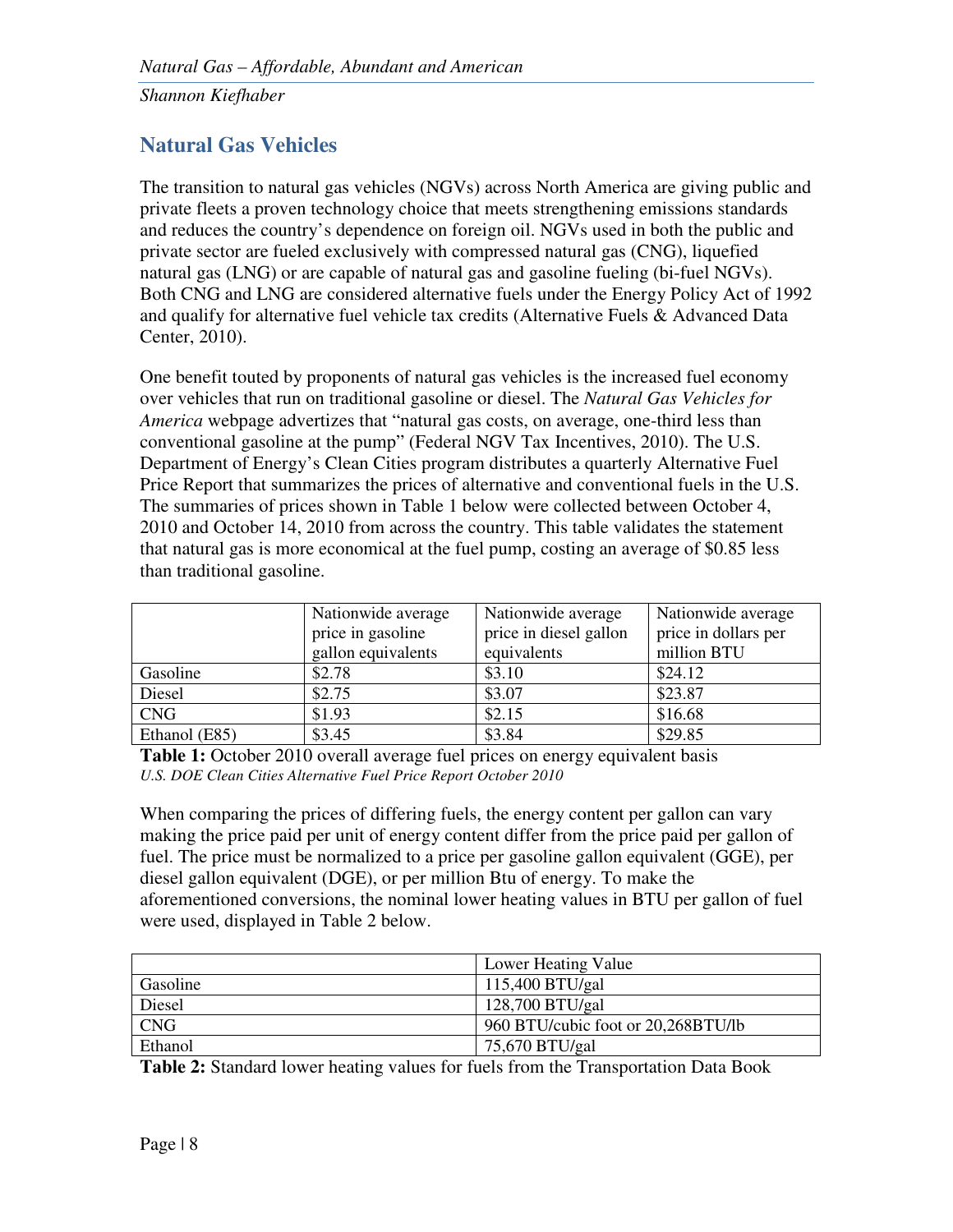## Natural Gas Vehicles

The transition to natural gas vehicles (NGVs) across North America are giving public and private fleets a proven technology choice that meets strengthening emissions standards and reduces the country's dependence on foreign oil. NGVs used in both the public and private sector are fueled exclusively with compressed natural gas (CNG), liquefied natural gas (LNG) or are capable of natural gas and gasoline fueling (bi-fuel NGVs). Both CNG and LNG are considered alternative fuels under the Energy Policy Act of 1992 and qualify for alternative fuel vehicle tax credits (Alternative Fuels & Advanced Data Center, 2010).

One benefit touted by proponents of natural gas vehicles is the increased fuel economy over vehicles that run on traditional gasoline or diesel. The *Natural Gas Vehicles for America* webpage advertizes that "natural gas costs, on average, one-third less than conventional gasoline at the pump" (Federal NGV Tax Incentives, 2010). The U.S. Department of Energy's Clean Cities program distributes a quarterly Alternative Fuel Price Report that summarizes the prices of alternative and conventional fuels in the U.S. The summaries of prices shown in Table 1 below were collected between October 4, 2010 and October 14, 2010 from across the country. This table validates the statement that natural gas is more economical at the fuel pump, costing an average of $0.85 less than traditional gasoline.

| | Nationwide average price in gasoline gallon equivalents | Nationwide average price in diesel gallon equivalents | Nationwide average price in dollars per million BTU |
|---|---|---|---|
| Gasoline | $2.78 | $3.10 | $24.12 |
| Diesel | $2.75 | $3.07 | $23.87 |
| CNG | $1.93 | $2.15 | $16.68 |
| Ethanol (E85) | $3.45 | $3.84 | $29.85 |

**Table 1:** October 2010 overall average fuel prices on energy equivalent basis
*U.S. DOE Clean Cities Alternative Fuel Price Report October 2010*

When comparing the prices of differing fuels, the energy content per gallon can vary making the price paid per unit of energy content differ from the price paid per gallon of fuel. The price must be normalized to a price per gasoline gallon equivalent (GGE), per diesel gallon equivalent (DGE), or per million Btu of energy. To make the aforementioned conversions, the nominal lower heating values in BTU per gallon of fuel were used, displayed in Table 2 below.

| | Lower Heating Value |
|---|---|
| Gasoline | 115,400 BTU/gal |
| Diesel | 128,700 BTU/gal |
| CNG | 960 BTU/cubic foot or 20,268BTU/lb |
| Ethanol | 75,670 BTU/gal |

**Table 2:** Standard lower heating values for fuels from the Transportation Data Book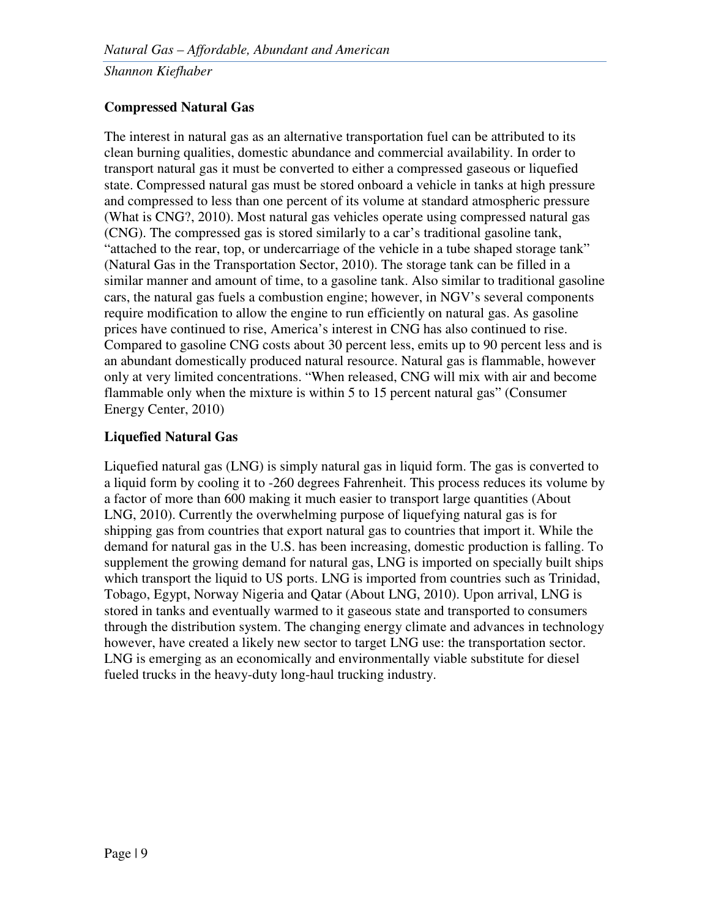## Compressed Natural Gas

The interest in natural gas as an alternative transportation fuel can be attributed to its clean burning qualities, domestic abundance and commercial availability. In order to transport natural gas it must be converted to either a compressed gaseous or liquefied state. Compressed natural gas must be stored onboard a vehicle in tanks at high pressure and compressed to less than one percent of its volume at standard atmospheric pressure (What is CNG?, 2010). Most natural gas vehicles operate using compressed natural gas (CNG). The compressed gas is stored similarly to a car's traditional gasoline tank, "attached to the rear, top, or undercarriage of the vehicle in a tube shaped storage tank" (Natural Gas in the Transportation Sector, 2010). The storage tank can be filled in a similar manner and amount of time, to a gasoline tank. Also similar to traditional gasoline cars, the natural gas fuels a combustion engine; however, in NGV's several components require modification to allow the engine to run efficiently on natural gas. As gasoline prices have continued to rise, America's interest in CNG has also continued to rise. Compared to gasoline CNG costs about 30 percent less, emits up to 90 percent less and is an abundant domestically produced natural resource. Natural gas is flammable, however only at very limited concentrations. "When released, CNG will mix with air and become flammable only when the mixture is within 5 to 15 percent natural gas" (Consumer Energy Center, 2010)

## Liquefied Natural Gas

Liquefied natural gas (LNG) is simply natural gas in liquid form. The gas is converted to a liquid form by cooling it to -260 degrees Fahrenheit. This process reduces its volume by a factor of more than 600 making it much easier to transport large quantities (About LNG, 2010). Currently the overwhelming purpose of liquefying natural gas is for shipping gas from countries that export natural gas to countries that import it. While the demand for natural gas in the U.S. has been increasing, domestic production is falling. To supplement the growing demand for natural gas, LNG is imported on specially built ships which transport the liquid to US ports. LNG is imported from countries such as Trinidad, Tobago, Egypt, Norway Nigeria and Qatar (About LNG, 2010). Upon arrival, LNG is stored in tanks and eventually warmed to it gaseous state and transported to consumers through the distribution system. The changing energy climate and advances in technology however, have created a likely new sector to target LNG use: the transportation sector. LNG is emerging as an economically and environmentally viable substitute for diesel fueled trucks in the heavy-duty long-haul trucking industry.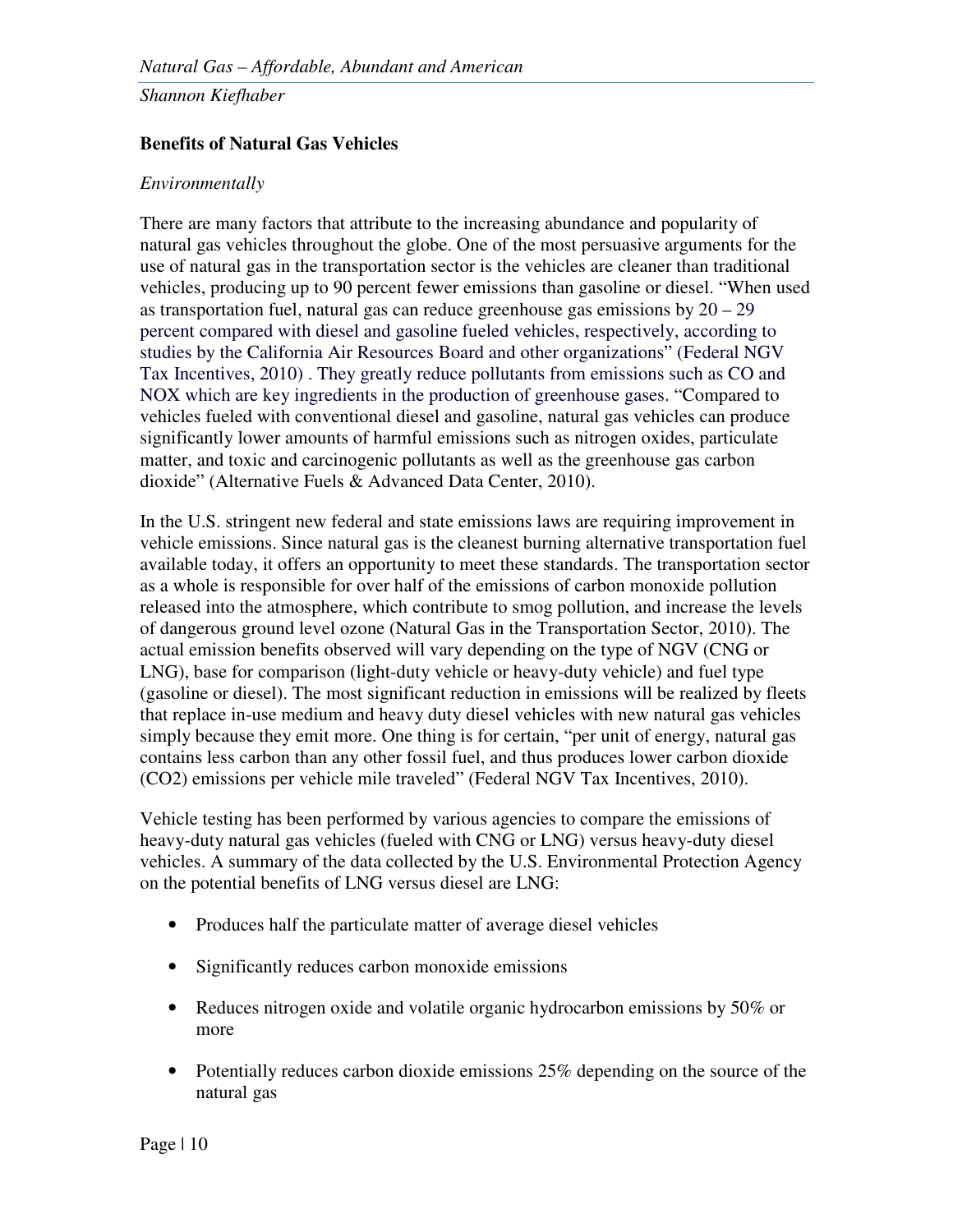## Benefits of Natural Gas Vehicles

*Environmentally*

There are many factors that attribute to the increasing abundance and popularity of natural gas vehicles throughout the globe. One of the most persuasive arguments for the use of natural gas in the transportation sector is the vehicles are cleaner than traditional vehicles, producing up to 90 percent fewer emissions than gasoline or diesel. "When used as transportation fuel, natural gas can reduce greenhouse gas emissions by 20 – 29 percent compared with diesel and gasoline fueled vehicles, respectively, according to studies by the California Air Resources Board and other organizations" (Federal NGV Tax Incentives, 2010) . They greatly reduce pollutants from emissions such as CO and NOX which are key ingredients in the production of greenhouse gases. "Compared to vehicles fueled with conventional diesel and gasoline, natural gas vehicles can produce significantly lower amounts of harmful emissions such as nitrogen oxides, particulate matter, and toxic and carcinogenic pollutants as well as the greenhouse gas carbon dioxide" (Alternative Fuels & Advanced Data Center, 2010).

In the U.S. stringent new federal and state emissions laws are requiring improvement in vehicle emissions. Since natural gas is the cleanest burning alternative transportation fuel available today, it offers an opportunity to meet these standards. The transportation sector as a whole is responsible for over half of the emissions of carbon monoxide pollution released into the atmosphere, which contribute to smog pollution, and increase the levels of dangerous ground level ozone (Natural Gas in the Transportation Sector, 2010). The actual emission benefits observed will vary depending on the type of NGV (CNG or LNG), base for comparison (light-duty vehicle or heavy-duty vehicle) and fuel type (gasoline or diesel). The most significant reduction in emissions will be realized by fleets that replace in-use medium and heavy duty diesel vehicles with new natural gas vehicles simply because they emit more. One thing is for certain, "per unit of energy, natural gas contains less carbon than any other fossil fuel, and thus produces lower carbon dioxide ($CO_2$) emissions per vehicle mile traveled" (Federal NGV Tax Incentives, 2010).

Vehicle testing has been performed by various agencies to compare the emissions of heavy-duty natural gas vehicles (fueled with CNG or LNG) versus heavy-duty diesel vehicles. A summary of the data collected by the U.S. Environmental Protection Agency on the potential benefits of LNG versus diesel are LNG:

- Produces half the particulate matter of average diesel vehicles
- Significantly reduces carbon monoxide emissions
- Reduces nitrogen oxide and volatile organic hydrocarbon emissions by 50% or more
- Potentially reduces carbon dioxide emissions 25% depending on the source of the natural gas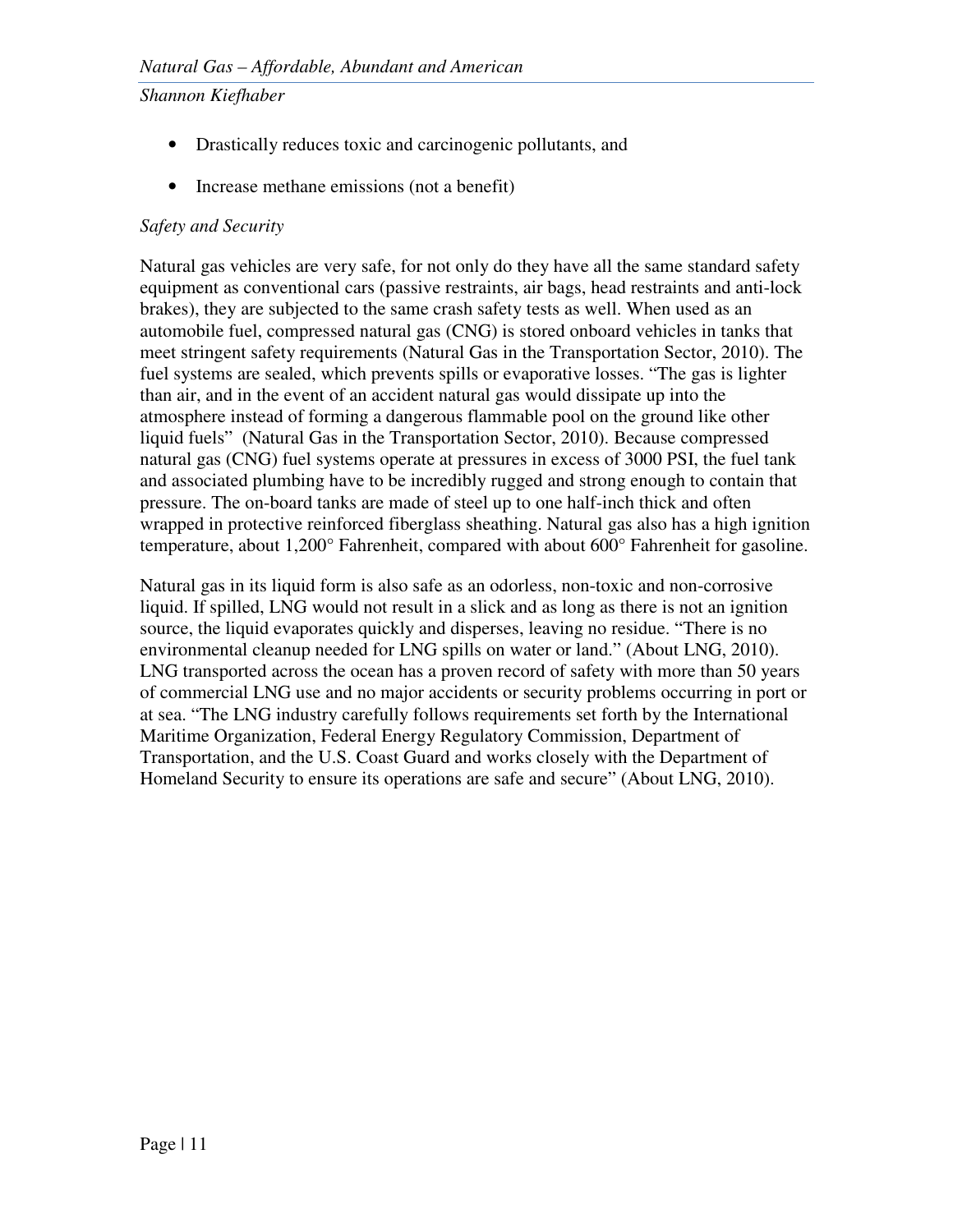- Drastically reduces toxic and carcinogenic pollutants, and
- Increase methane emissions (not a benefit)

*Safety and Security*

Natural gas vehicles are very safe, for not only do they have all the same standard safety equipment as conventional cars (passive restraints, air bags, head restraints and anti-lock brakes), they are subjected to the same crash safety tests as well. When used as an automobile fuel, compressed natural gas (CNG) is stored onboard vehicles in tanks that meet stringent safety requirements (Natural Gas in the Transportation Sector, 2010). The fuel systems are sealed, which prevents spills or evaporative losses. "The gas is lighter than air, and in the event of an accident natural gas would dissipate up into the atmosphere instead of forming a dangerous flammable pool on the ground like other liquid fuels" (Natural Gas in the Transportation Sector, 2010). Because compressed natural gas (CNG) fuel systems operate at pressures in excess of 3000 PSI, the fuel tank and associated plumbing have to be incredibly rugged and strong enough to contain that pressure. The on-board tanks are made of steel up to one half-inch thick and often wrapped in protective reinforced fiberglass sheathing. Natural gas also has a high ignition temperature, about 1,200° Fahrenheit, compared with about 600° Fahrenheit for gasoline.

Natural gas in its liquid form is also safe as an odorless, non-toxic and non-corrosive liquid. If spilled, LNG would not result in a slick and as long as there is not an ignition source, the liquid evaporates quickly and disperses, leaving no residue. "There is no environmental cleanup needed for LNG spills on water or land." (About LNG, 2010). LNG transported across the ocean has a proven record of safety with more than 50 years of commercial LNG use and no major accidents or security problems occurring in port or at sea. "The LNG industry carefully follows requirements set forth by the International Maritime Organization, Federal Energy Regulatory Commission, Department of Transportation, and the U.S. Coast Guard and works closely with the Department of Homeland Security to ensure its operations are safe and secure" (About LNG, 2010).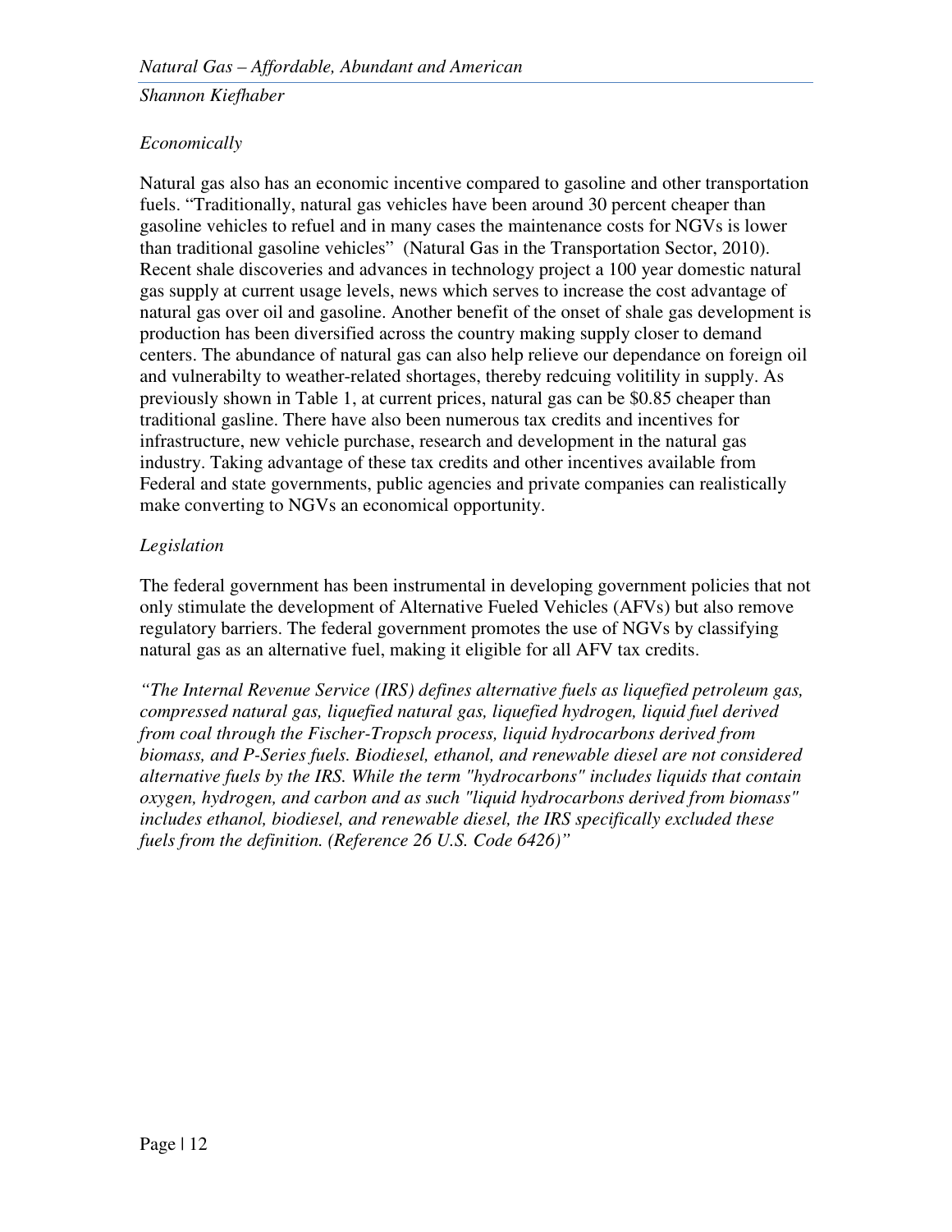*Economically*

Natural gas also has an economic incentive compared to gasoline and other transportation fuels. “Traditionally, natural gas vehicles have been around 30 percent cheaper than gasoline vehicles to refuel and in many cases the maintenance costs for NGVs is lower than traditional gasoline vehicles” (Natural Gas in the Transportation Sector, 2010). Recent shale discoveries and advances in technology project a 100 year domestic natural gas supply at current usage levels, news which serves to increase the cost advantage of natural gas over oil and gasoline. Another benefit of the onset of shale gas development is production has been diversified across the country making supply closer to demand centers. The abundance of natural gas can also help relieve our dependance on foreign oil and vulnerabilty to weather-related shortages, thereby redcuing volitility in supply. As previously shown in Table 1, at current prices, natural gas can be $0.85 cheaper than traditional gasline. There have also been numerous tax credits and incentives for infrastructure, new vehicle purchase, research and development in the natural gas industry. Taking advantage of these tax credits and other incentives available from Federal and state governments, public agencies and private companies can realistically make converting to NGVs an economical opportunity.

*Legislation*

The federal government has been instrumental in developing government policies that not only stimulate the development of Alternative Fueled Vehicles (AFVs) but also remove regulatory barriers. The federal government promotes the use of NGVs by classifying natural gas as an alternative fuel, making it eligible for all AFV tax credits.

*“The Internal Revenue Service (IRS) defines alternative fuels as liquefied petroleum gas, compressed natural gas, liquefied natural gas, liquefied hydrogen, liquid fuel derived from coal through the Fischer-Tropsch process, liquid hydrocarbons derived from biomass, and P-Series fuels. Biodiesel, ethanol, and renewable diesel are not considered alternative fuels by the IRS. While the term "hydrocarbons" includes liquids that contain oxygen, hydrogen, and carbon and as such "liquid hydrocarbons derived from biomass" includes ethanol, biodiesel, and renewable diesel, the IRS specifically excluded these fuels from the definition. (Reference 26 U.S. Code 6426)”*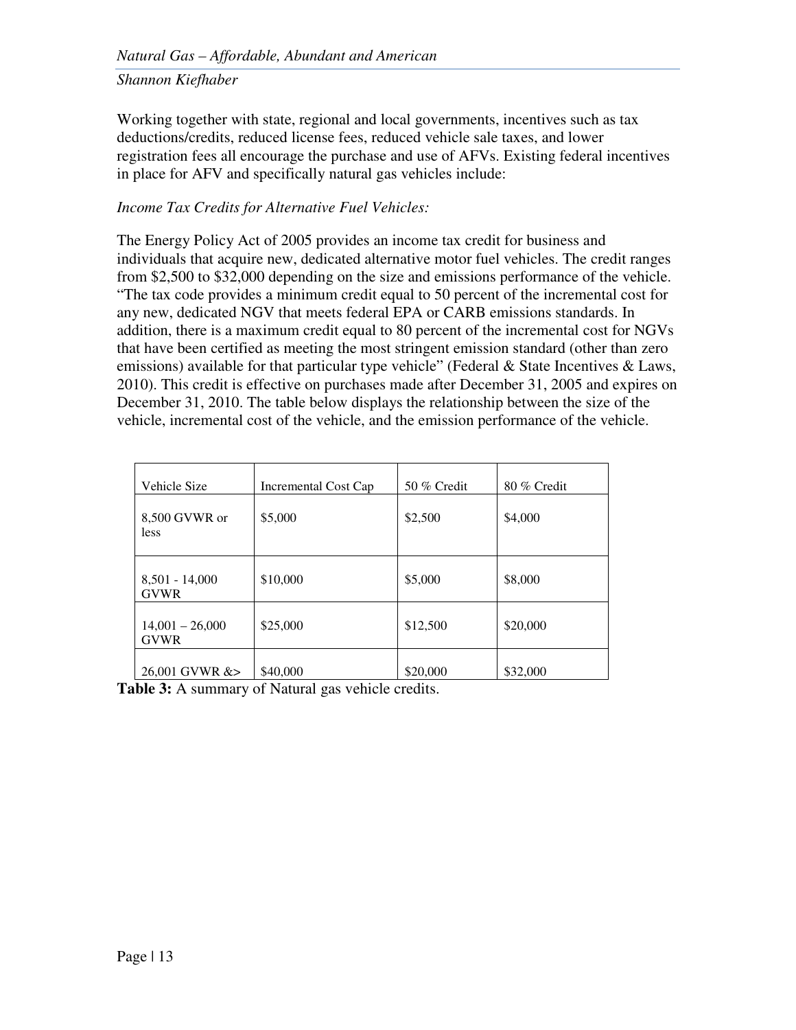Working together with state, regional and local governments, incentives such as tax deductions/credits, reduced license fees, reduced vehicle sale taxes, and lower registration fees all encourage the purchase and use of AFVs. Existing federal incentives in place for AFV and specifically natural gas vehicles include:

*Income Tax Credits for Alternative Fuel Vehicles:*

The Energy Policy Act of 2005 provides an income tax credit for business and individuals that acquire new, dedicated alternative motor fuel vehicles. The credit ranges from $2,500 to $32,000 depending on the size and emissions performance of the vehicle. "The tax code provides a minimum credit equal to 50 percent of the incremental cost for any new, dedicated NGV that meets federal EPA or CARB emissions standards. In addition, there is a maximum credit equal to 80 percent of the incremental cost for NGVs that have been certified as meeting the most stringent emission standard (other than zero emissions) available for that particular type vehicle" (Federal & State Incentives & Laws, 2010). This credit is effective on purchases made after December 31, 2005 and expires on December 31, 2010. The table below displays the relationship between the size of the vehicle, incremental cost of the vehicle, and the emission performance of the vehicle.

| Vehicle Size | Incremental Cost Cap | 50 % Credit | 80 % Credit |
|---|---|---|---|
| 8,500 GVWR or less | $5,000 | $2,500 | $4,000 |
| 8,501 - 14,000 GVWR | $10,000 | $5,000 | $8,000 |
| 14,001 – 26,000 GVWR | $25,000 | $12,500 | $20,000 |
| 26,001 GVWR &> | $40,000 | $20,000 | $32,000 |

**Table 3:** A summary of Natural gas vehicle credits.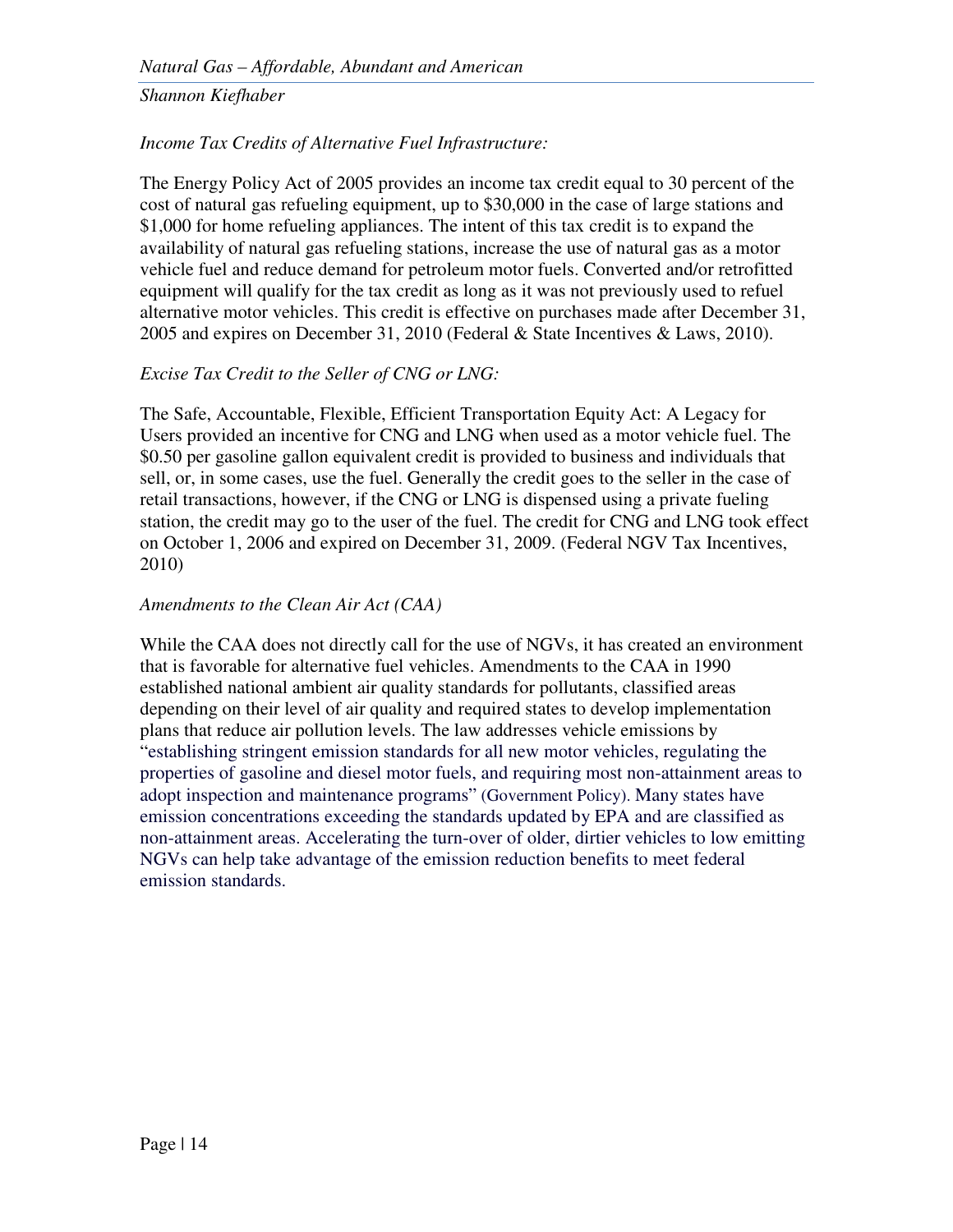*Income Tax Credits of Alternative Fuel Infrastructure:*

The Energy Policy Act of 2005 provides an income tax credit equal to 30 percent of the cost of natural gas refueling equipment, up to $30,000 in the case of large stations and $1,000 for home refueling appliances. The intent of this tax credit is to expand the availability of natural gas refueling stations, increase the use of natural gas as a motor vehicle fuel and reduce demand for petroleum motor fuels. Converted and/or retrofitted equipment will qualify for the tax credit as long as it was not previously used to refuel alternative motor vehicles. This credit is effective on purchases made after December 31, 2005 and expires on December 31, 2010 (Federal & State Incentives & Laws, 2010).

*Excise Tax Credit to the Seller of CNG or LNG:*

The Safe, Accountable, Flexible, Efficient Transportation Equity Act: A Legacy for Users provided an incentive for CNG and LNG when used as a motor vehicle fuel. The $0.50 per gasoline gallon equivalent credit is provided to business and individuals that sell, or, in some cases, use the fuel. Generally the credit goes to the seller in the case of retail transactions, however, if the CNG or LNG is dispensed using a private fueling station, the credit may go to the user of the fuel. The credit for CNG and LNG took effect on October 1, 2006 and expired on December 31, 2009. (Federal NGV Tax Incentives, 2010)

*Amendments to the Clean Air Act (CAA)*

While the CAA does not directly call for the use of NGVs, it has created an environment that is favorable for alternative fuel vehicles. Amendments to the CAA in 1990 established national ambient air quality standards for pollutants, classified areas depending on their level of air quality and required states to develop implementation plans that reduce air pollution levels. The law addresses vehicle emissions by "establishing stringent emission standards for all new motor vehicles, regulating the properties of gasoline and diesel motor fuels, and requiring most non-attainment areas to adopt inspection and maintenance programs" (Government Policy). Many states have emission concentrations exceeding the standards updated by EPA and are classified as non-attainment areas. Accelerating the turn-over of older, dirtier vehicles to low emitting NGVs can help take advantage of the emission reduction benefits to meet federal emission standards.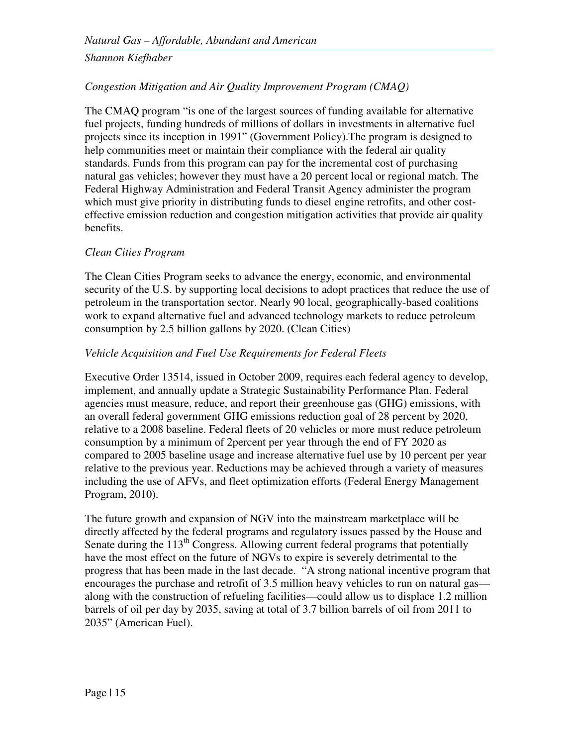*Congestion Mitigation and Air Quality Improvement Program (CMAQ)*

The CMAQ program "is one of the largest sources of funding available for alternative fuel projects, funding hundreds of millions of dollars in investments in alternative fuel projects since its inception in 1991" (Government Policy).The program is designed to help communities meet or maintain their compliance with the federal air quality standards. Funds from this program can pay for the incremental cost of purchasing natural gas vehicles; however they must have a 20 percent local or regional match. The Federal Highway Administration and Federal Transit Agency administer the program which must give priority in distributing funds to diesel engine retrofits, and other cost-effective emission reduction and congestion mitigation activities that provide air quality benefits.

*Clean Cities Program*

The Clean Cities Program seeks to advance the energy, economic, and environmental security of the U.S. by supporting local decisions to adopt practices that reduce the use of petroleum in the transportation sector. Nearly 90 local, geographically-based coalitions work to expand alternative fuel and advanced technology markets to reduce petroleum consumption by 2.5 billion gallons by 2020. (Clean Cities)

*Vehicle Acquisition and Fuel Use Requirements for Federal Fleets*

Executive Order 13514, issued in October 2009, requires each federal agency to develop, implement, and annually update a Strategic Sustainability Performance Plan. Federal agencies must measure, reduce, and report their greenhouse gas (GHG) emissions, with an overall federal government GHG emissions reduction goal of 28 percent by 2020, relative to a 2008 baseline. Federal fleets of 20 vehicles or more must reduce petroleum consumption by a minimum of 2percent per year through the end of FY 2020 as compared to 2005 baseline usage and increase alternative fuel use by 10 percent per year relative to the previous year. Reductions may be achieved through a variety of measures including the use of AFVs, and fleet optimization efforts (Federal Energy Management Program, 2010).

The future growth and expansion of NGV into the mainstream marketplace will be directly affected by the federal programs and regulatory issues passed by the House and Senate during the 113th Congress. Allowing current federal programs that potentially have the most effect on the future of NGVs to expire is severely detrimental to the progress that has been made in the last decade. "A strong national incentive program that encourages the purchase and retrofit of 3.5 million heavy vehicles to run on natural gas—along with the construction of refueling facilities—could allow us to displace 1.2 million barrels of oil per day by 2035, saving at total of 3.7 billion barrels of oil from 2011 to 2035" (American Fuel).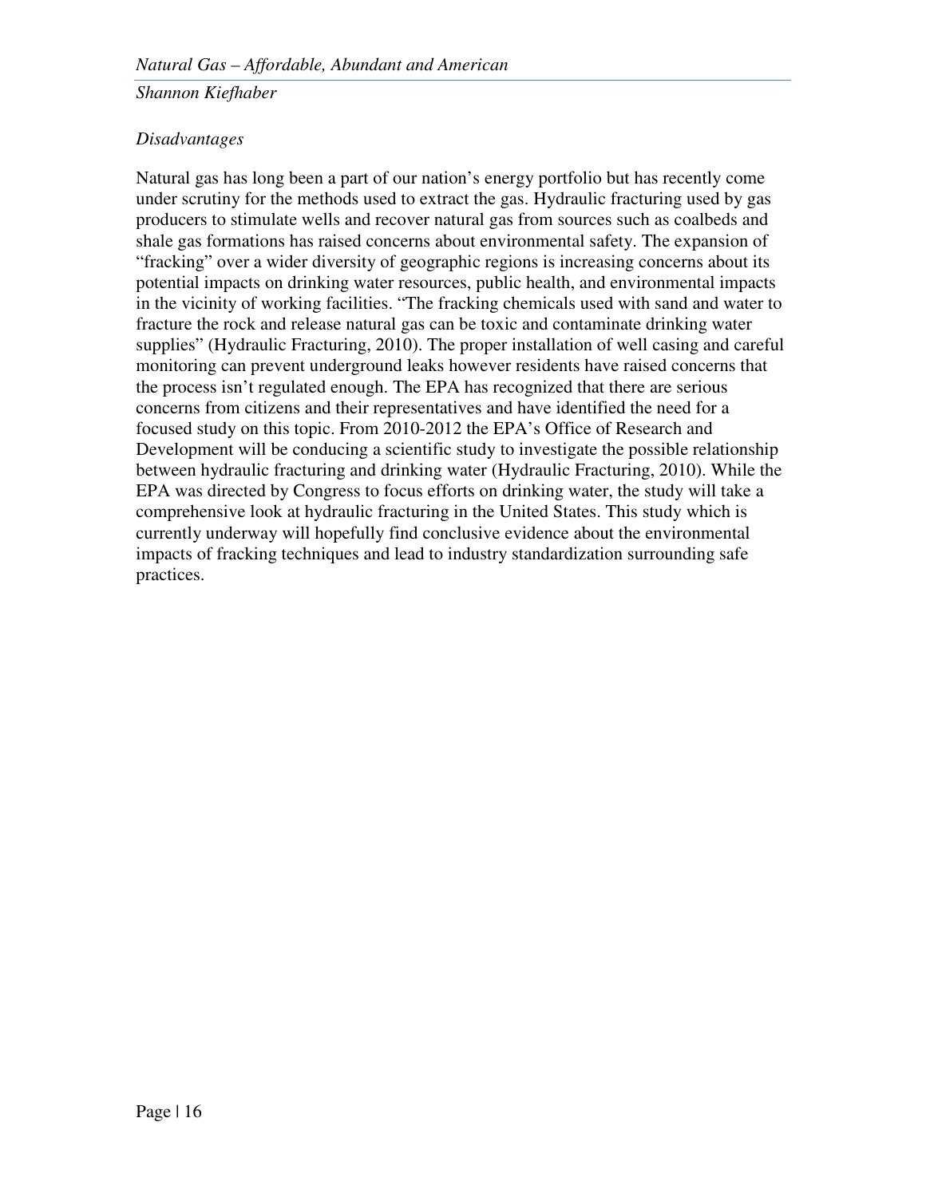*Disadvantages*

Natural gas has long been a part of our nation's energy portfolio but has recently come under scrutiny for the methods used to extract the gas. Hydraulic fracturing used by gas producers to stimulate wells and recover natural gas from sources such as coalbeds and shale gas formations has raised concerns about environmental safety. The expansion of "fracking" over a wider diversity of geographic regions is increasing concerns about its potential impacts on drinking water resources, public health, and environmental impacts in the vicinity of working facilities. "The fracking chemicals used with sand and water to fracture the rock and release natural gas can be toxic and contaminate drinking water supplies" (Hydraulic Fracturing, 2010). The proper installation of well casing and careful monitoring can prevent underground leaks however residents have raised concerns that the process isn't regulated enough. The EPA has recognized that there are serious concerns from citizens and their representatives and have identified the need for a focused study on this topic. From 2010-2012 the EPA's Office of Research and Development will be conducing a scientific study to investigate the possible relationship between hydraulic fracturing and drinking water (Hydraulic Fracturing, 2010). While the EPA was directed by Congress to focus efforts on drinking water, the study will take a comprehensive look at hydraulic fracturing in the United States. This study which is currently underway will hopefully find conclusive evidence about the environmental impacts of fracking techniques and lead to industry standardization surrounding safe practices.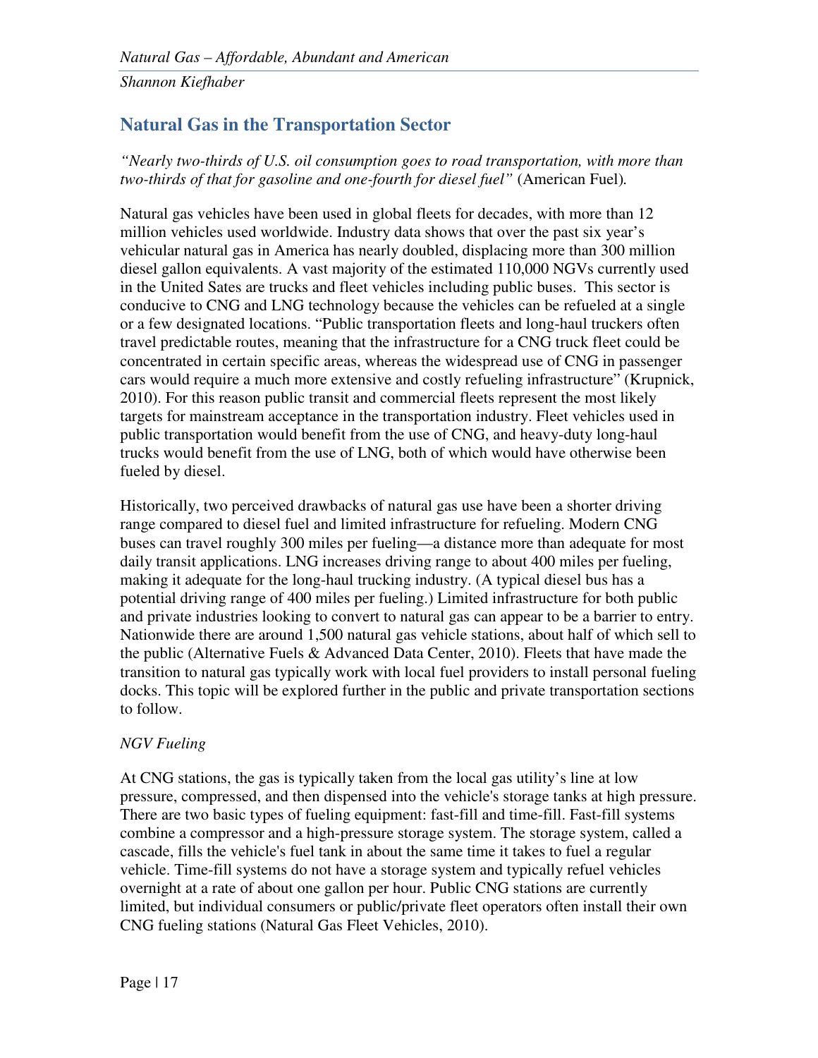## Natural Gas in the Transportation Sector

*"Nearly two-thirds of U.S. oil consumption goes to road transportation, with more than two-thirds of that for gasoline and one-fourth for diesel fuel"* (American Fuel).

Natural gas vehicles have been used in global fleets for decades, with more than 12 million vehicles used worldwide. Industry data shows that over the past six year's vehicular natural gas in America has nearly doubled, displacing more than 300 million diesel gallon equivalents. A vast majority of the estimated 110,000 NGVs currently used in the United Sates are trucks and fleet vehicles including public buses. This sector is conducive to CNG and LNG technology because the vehicles can be refueled at a single or a few designated locations. "Public transportation fleets and long-haul truckers often travel predictable routes, meaning that the infrastructure for a CNG truck fleet could be concentrated in certain specific areas, whereas the widespread use of CNG in passenger cars would require a much more extensive and costly refueling infrastructure" (Krupnick, 2010). For this reason public transit and commercial fleets represent the most likely targets for mainstream acceptance in the transportation industry. Fleet vehicles used in public transportation would benefit from the use of CNG, and heavy-duty long-haul trucks would benefit from the use of LNG, both of which would have otherwise been fueled by diesel.

Historically, two perceived drawbacks of natural gas use have been a shorter driving range compared to diesel fuel and limited infrastructure for refueling. Modern CNG buses can travel roughly 300 miles per fueling—a distance more than adequate for most daily transit applications. LNG increases driving range to about 400 miles per fueling, making it adequate for the long-haul trucking industry. (A typical diesel bus has a potential driving range of 400 miles per fueling.) Limited infrastructure for both public and private industries looking to convert to natural gas can appear to be a barrier to entry. Nationwide there are around 1,500 natural gas vehicle stations, about half of which sell to the public (Alternative Fuels & Advanced Data Center, 2010). Fleets that have made the transition to natural gas typically work with local fuel providers to install personal fueling docks. This topic will be explored further in the public and private transportation sections to follow.

*NGV Fueling*

At CNG stations, the gas is typically taken from the local gas utility's line at low pressure, compressed, and then dispensed into the vehicle's storage tanks at high pressure. There are two basic types of fueling equipment: fast-fill and time-fill. Fast-fill systems combine a compressor and a high-pressure storage system. The storage system, called a cascade, fills the vehicle's fuel tank in about the same time it takes to fuel a regular vehicle. Time-fill systems do not have a storage system and typically refuel vehicles overnight at a rate of about one gallon per hour. Public CNG stations are currently limited, but individual consumers or public/private fleet operators often install their own CNG fueling stations (Natural Gas Fleet Vehicles, 2010).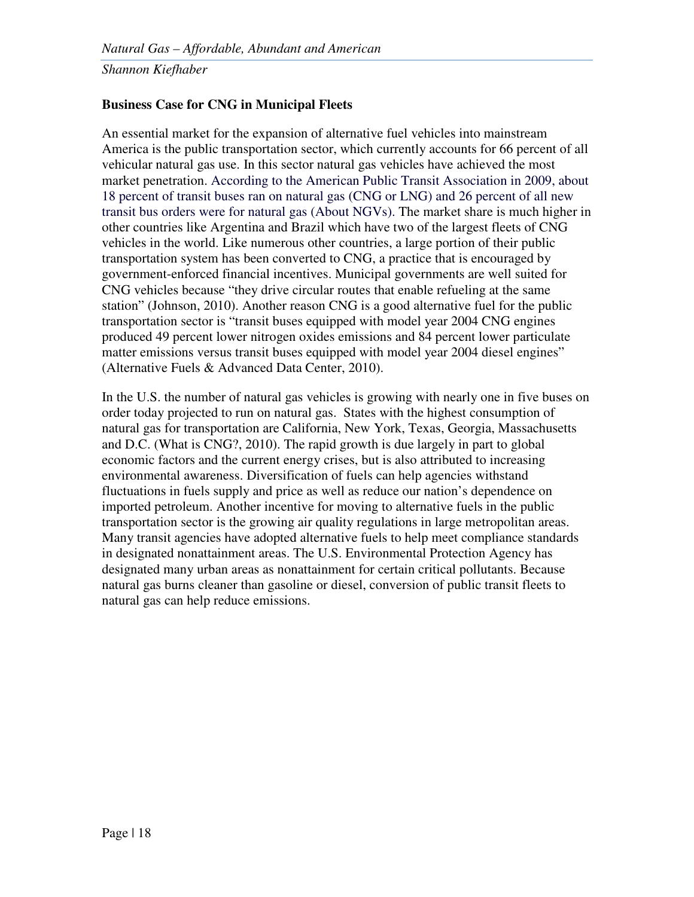### Business Case for CNG in Municipal Fleets

An essential market for the expansion of alternative fuel vehicles into mainstream America is the public transportation sector, which currently accounts for 66 percent of all vehicular natural gas use. In this sector natural gas vehicles have achieved the most market penetration. According to the American Public Transit Association in 2009, about 18 percent of transit buses ran on natural gas (CNG or LNG) and 26 percent of all new transit bus orders were for natural gas (About NGVs). The market share is much higher in other countries like Argentina and Brazil which have two of the largest fleets of CNG vehicles in the world. Like numerous other countries, a large portion of their public transportation system has been converted to CNG, a practice that is encouraged by government-enforced financial incentives. Municipal governments are well suited for CNG vehicles because "they drive circular routes that enable refueling at the same station" (Johnson, 2010). Another reason CNG is a good alternative fuel for the public transportation sector is "transit buses equipped with model year 2004 CNG engines produced 49 percent lower nitrogen oxides emissions and 84 percent lower particulate matter emissions versus transit buses equipped with model year 2004 diesel engines" (Alternative Fuels & Advanced Data Center, 2010).

In the U.S. the number of natural gas vehicles is growing with nearly one in five buses on order today projected to run on natural gas. States with the highest consumption of natural gas for transportation are California, New York, Texas, Georgia, Massachusetts and D.C. (What is CNG?, 2010). The rapid growth is due largely in part to global economic factors and the current energy crises, but is also attributed to increasing environmental awareness. Diversification of fuels can help agencies withstand fluctuations in fuels supply and price as well as reduce our nation's dependence on imported petroleum. Another incentive for moving to alternative fuels in the public transportation sector is the growing air quality regulations in large metropolitan areas. Many transit agencies have adopted alternative fuels to help meet compliance standards in designated nonattainment areas. The U.S. Environmental Protection Agency has designated many urban areas as nonattainment for certain critical pollutants. Because natural gas burns cleaner than gasoline or diesel, conversion of public transit fleets to natural gas can help reduce emissions.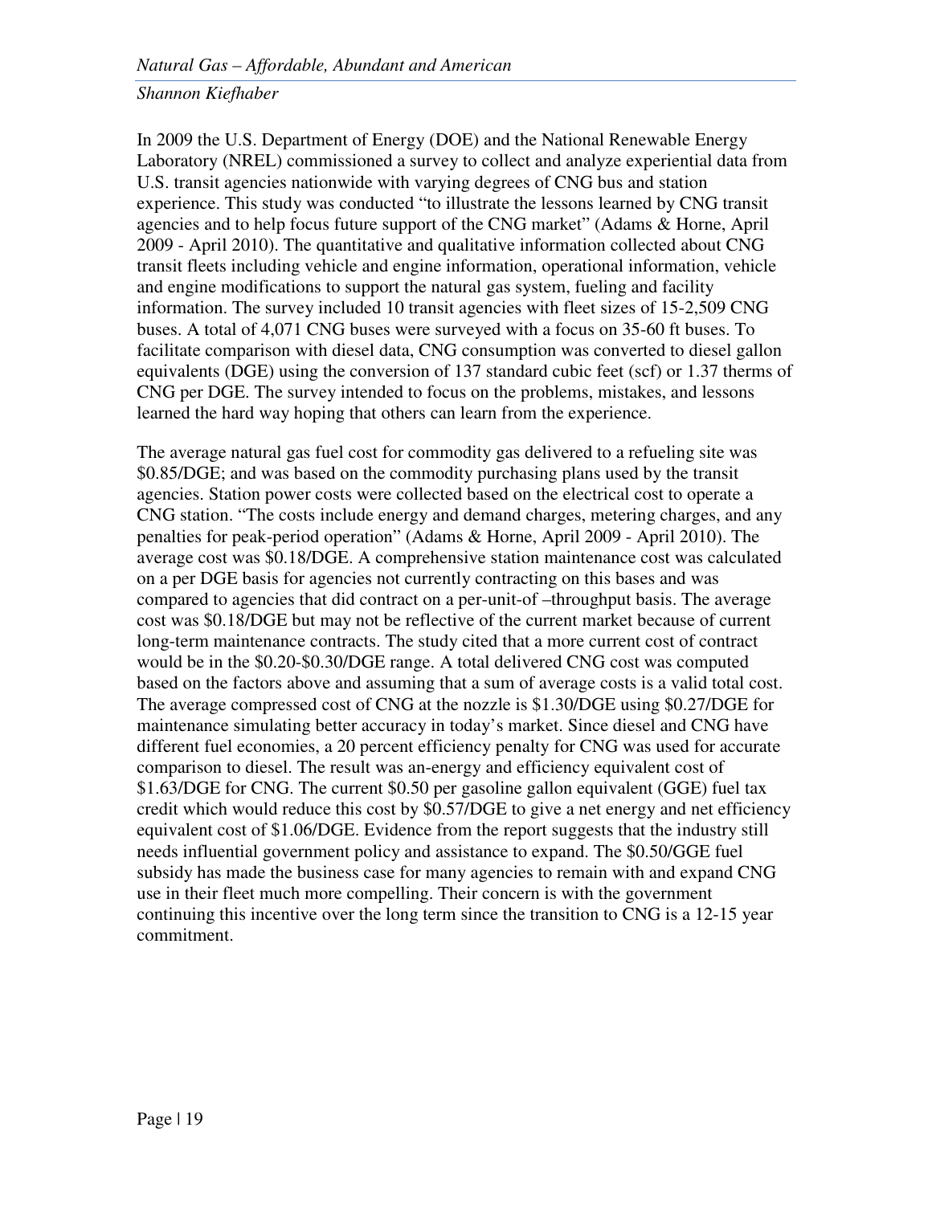In 2009 the U.S. Department of Energy (DOE) and the National Renewable Energy Laboratory (NREL) commissioned a survey to collect and analyze experiential data from U.S. transit agencies nationwide with varying degrees of CNG bus and station experience. This study was conducted "to illustrate the lessons learned by CNG transit agencies and to help focus future support of the CNG market" (Adams & Horne, April 2009 - April 2010). The quantitative and qualitative information collected about CNG transit fleets including vehicle and engine information, operational information, vehicle and engine modifications to support the natural gas system, fueling and facility information. The survey included 10 transit agencies with fleet sizes of 15-2,509 CNG buses. A total of 4,071 CNG buses were surveyed with a focus on 35-60 ft buses. To facilitate comparison with diesel data, CNG consumption was converted to diesel gallon equivalents (DGE) using the conversion of 137 standard cubic feet (scf) or 1.37 therms of CNG per DGE. The survey intended to focus on the problems, mistakes, and lessons learned the hard way hoping that others can learn from the experience.

The average natural gas fuel cost for commodity gas delivered to a refueling site was $0.85/DGE; and was based on the commodity purchasing plans used by the transit agencies. Station power costs were collected based on the electrical cost to operate a CNG station. "The costs include energy and demand charges, metering charges, and any penalties for peak-period operation" (Adams & Horne, April 2009 - April 2010). The average cost was $0.18/DGE. A comprehensive station maintenance cost was calculated on a per DGE basis for agencies not currently contracting on this bases and was compared to agencies that did contract on a per-unit-of –throughput basis. The average cost was $0.18/DGE but may not be reflective of the current market because of current long-term maintenance contracts. The study cited that a more current cost of contract would be in the $0.20-$0.30/DGE range. A total delivered CNG cost was computed based on the factors above and assuming that a sum of average costs is a valid total cost. The average compressed cost of CNG at the nozzle is $1.30/DGE using $0.27/DGE for maintenance simulating better accuracy in today's market. Since diesel and CNG have different fuel economies, a 20 percent efficiency penalty for CNG was used for accurate comparison to diesel. The result was an-energy and efficiency equivalent cost of $1.63/DGE for CNG. The current $0.50 per gasoline gallon equivalent (GGE) fuel tax credit which would reduce this cost by $0.57/DGE to give a net energy and net efficiency equivalent cost of $1.06/DGE. Evidence from the report suggests that the industry still needs influential government policy and assistance to expand. The $0.50/GGE fuel subsidy has made the business case for many agencies to remain with and expand CNG use in their fleet much more compelling. Their concern is with the government continuing this incentive over the long term since the transition to CNG is a 12-15 year commitment.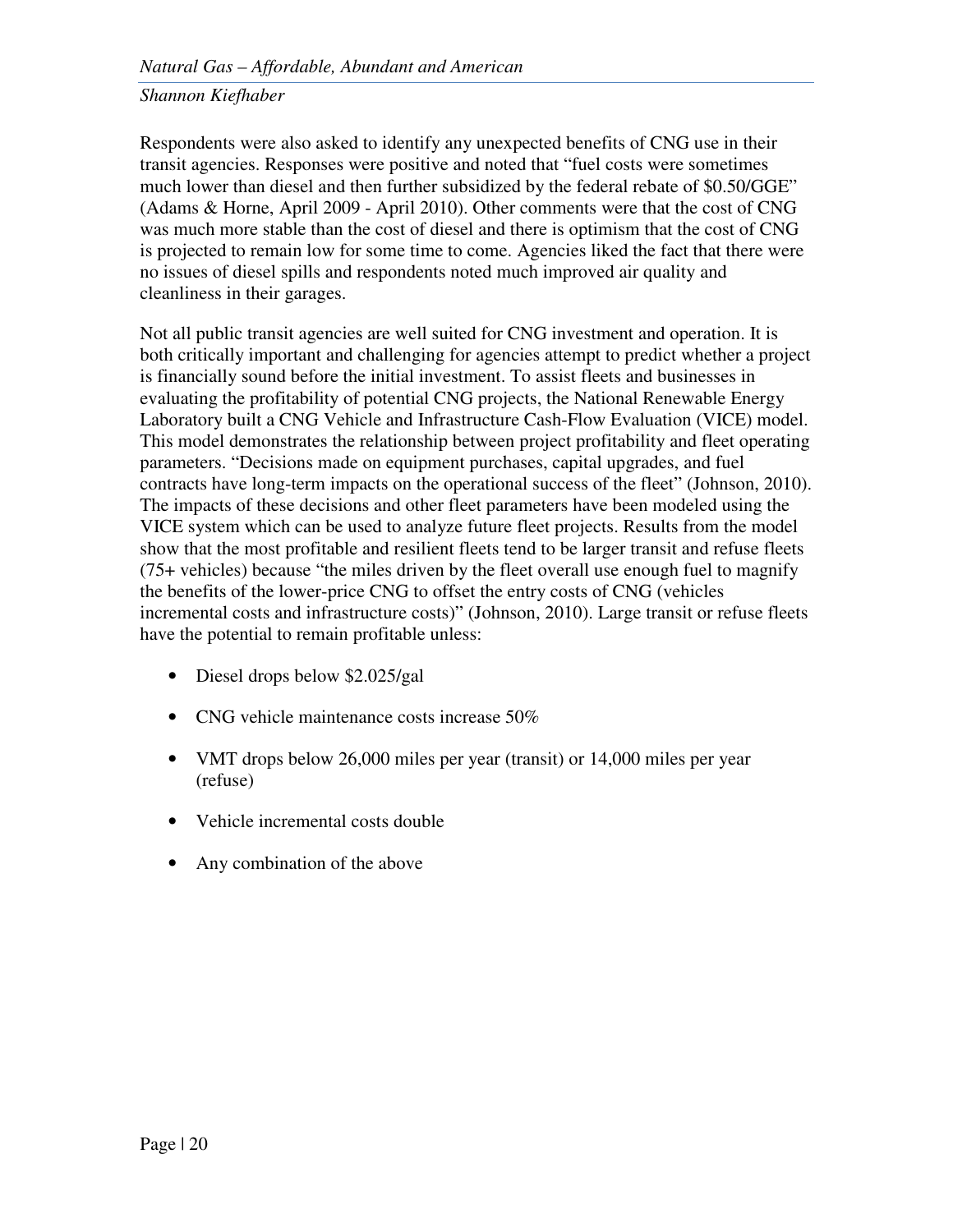Respondents were also asked to identify any unexpected benefits of CNG use in their transit agencies. Responses were positive and noted that "fuel costs were sometimes much lower than diesel and then further subsidized by the federal rebate of $0.50/GGE" (Adams & Horne, April 2009 - April 2010). Other comments were that the cost of CNG was much more stable than the cost of diesel and there is optimism that the cost of CNG is projected to remain low for some time to come. Agencies liked the fact that there were no issues of diesel spills and respondents noted much improved air quality and cleanliness in their garages.

Not all public transit agencies are well suited for CNG investment and operation. It is both critically important and challenging for agencies attempt to predict whether a project is financially sound before the initial investment. To assist fleets and businesses in evaluating the profitability of potential CNG projects, the National Renewable Energy Laboratory built a CNG Vehicle and Infrastructure Cash-Flow Evaluation (VICE) model. This model demonstrates the relationship between project profitability and fleet operating parameters. "Decisions made on equipment purchases, capital upgrades, and fuel contracts have long-term impacts on the operational success of the fleet" (Johnson, 2010). The impacts of these decisions and other fleet parameters have been modeled using the VICE system which can be used to analyze future fleet projects. Results from the model show that the most profitable and resilient fleets tend to be larger transit and refuse fleets (75+ vehicles) because "the miles driven by the fleet overall use enough fuel to magnify the benefits of the lower-price CNG to offset the entry costs of CNG (vehicles incremental costs and infrastructure costs)" (Johnson, 2010). Large transit or refuse fleets have the potential to remain profitable unless:

- Diesel drops below $2.025/gal
- CNG vehicle maintenance costs increase 50%
- VMT drops below 26,000 miles per year (transit) or 14,000 miles per year (refuse)
- Vehicle incremental costs double
- Any combination of the above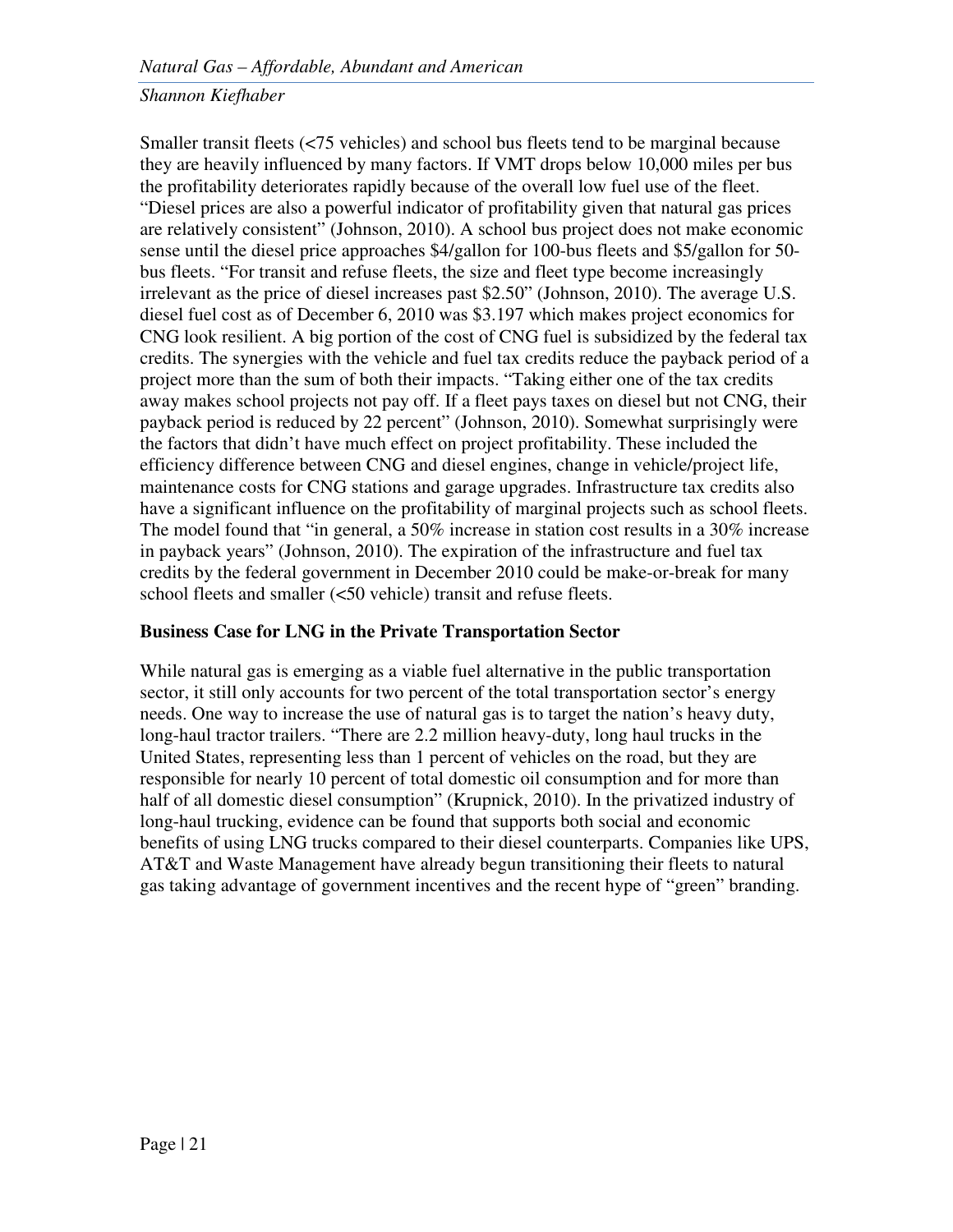Smaller transit fleets (<75 vehicles) and school bus fleets tend to be marginal because they are heavily influenced by many factors. If VMT drops below 10,000 miles per bus the profitability deteriorates rapidly because of the overall low fuel use of the fleet. "Diesel prices are also a powerful indicator of profitability given that natural gas prices are relatively consistent" (Johnson, 2010). A school bus project does not make economic sense until the diesel price approaches $4/gallon for 100-bus fleets and $5/gallon for 50-bus fleets. "For transit and refuse fleets, the size and fleet type become increasingly irrelevant as the price of diesel increases past $2.50" (Johnson, 2010). The average U.S. diesel fuel cost as of December 6, 2010 was $3.197 which makes project economics for CNG look resilient. A big portion of the cost of CNG fuel is subsidized by the federal tax credits. The synergies with the vehicle and fuel tax credits reduce the payback period of a project more than the sum of both their impacts. "Taking either one of the tax credits away makes school projects not pay off. If a fleet pays taxes on diesel but not CNG, their payback period is reduced by 22 percent" (Johnson, 2010). Somewhat surprisingly were the factors that didn't have much effect on project profitability. These included the efficiency difference between CNG and diesel engines, change in vehicle/project life, maintenance costs for CNG stations and garage upgrades. Infrastructure tax credits also have a significant influence on the profitability of marginal projects such as school fleets. The model found that "in general, a 50% increase in station cost results in a 30% increase in payback years" (Johnson, 2010). The expiration of the infrastructure and fuel tax credits by the federal government in December 2010 could be make-or-break for many school fleets and smaller (<50 vehicle) transit and refuse fleets.

**Business Case for LNG in the Private Transportation Sector**

While natural gas is emerging as a viable fuel alternative in the public transportation sector, it still only accounts for two percent of the total transportation sector's energy needs. One way to increase the use of natural gas is to target the nation's heavy duty, long-haul tractor trailers. "There are 2.2 million heavy-duty, long haul trucks in the United States, representing less than 1 percent of vehicles on the road, but they are responsible for nearly 10 percent of total domestic oil consumption and for more than half of all domestic diesel consumption" (Krupnick, 2010). In the privatized industry of long-haul trucking, evidence can be found that supports both social and economic benefits of using LNG trucks compared to their diesel counterparts. Companies like UPS, AT&T and Waste Management have already begun transitioning their fleets to natural gas taking advantage of government incentives and the recent hype of "green" branding.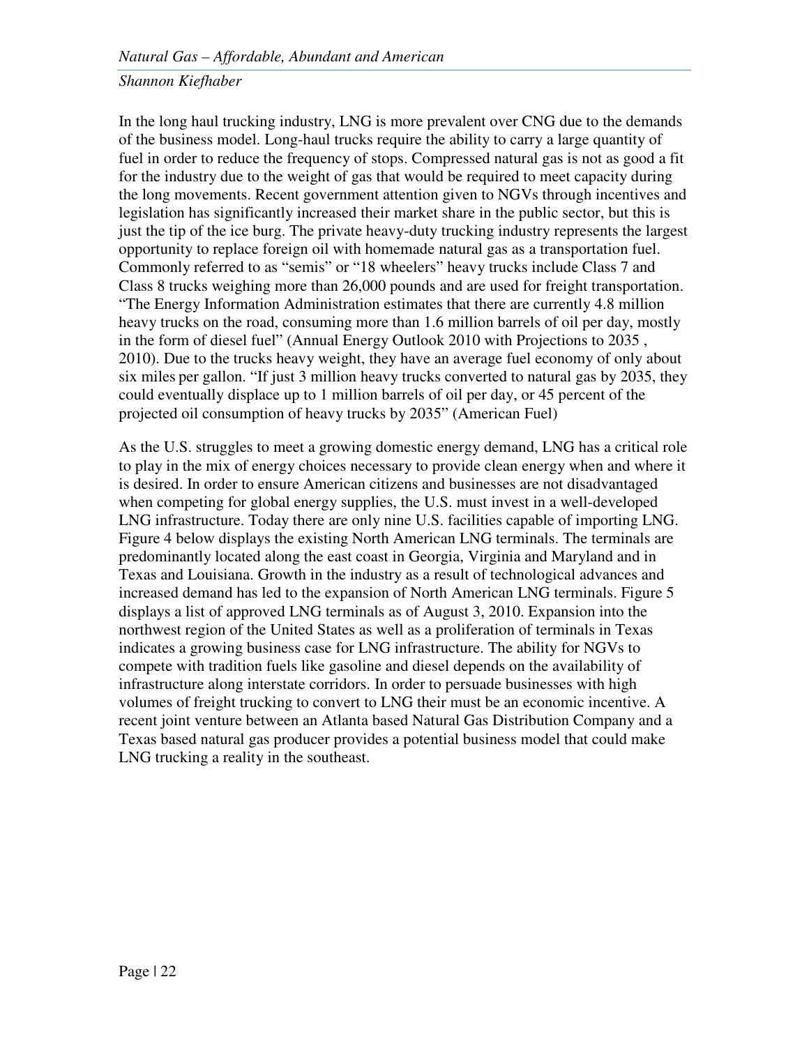In the long haul trucking industry, LNG is more prevalent over CNG due to the demands of the business model. Long-haul trucks require the ability to carry a large quantity of fuel in order to reduce the frequency of stops. Compressed natural gas is not as good a fit for the industry due to the weight of gas that would be required to meet capacity during the long movements. Recent government attention given to NGVs through incentives and legislation has significantly increased their market share in the public sector, but this is just the tip of the ice burg. The private heavy-duty trucking industry represents the largest opportunity to replace foreign oil with homemade natural gas as a transportation fuel. Commonly referred to as "semis" or "18 wheelers" heavy trucks include Class 7 and Class 8 trucks weighing more than 26,000 pounds and are used for freight transportation. "The Energy Information Administration estimates that there are currently 4.8 million heavy trucks on the road, consuming more than 1.6 million barrels of oil per day, mostly in the form of diesel fuel" (Annual Energy Outlook 2010 with Projections to 2035 , 2010). Due to the trucks heavy weight, they have an average fuel economy of only about six miles per gallon. "If just 3 million heavy trucks converted to natural gas by 2035, they could eventually displace up to 1 million barrels of oil per day, or 45 percent of the projected oil consumption of heavy trucks by 2035" (American Fuel)

As the U.S. struggles to meet a growing domestic energy demand, LNG has a critical role to play in the mix of energy choices necessary to provide clean energy when and where it is desired. In order to ensure American citizens and businesses are not disadvantaged when competing for global energy supplies, the U.S. must invest in a well-developed LNG infrastructure. Today there are only nine U.S. facilities capable of importing LNG. Figure 4 below displays the existing North American LNG terminals. The terminals are predominantly located along the east coast in Georgia, Virginia and Maryland and in Texas and Louisiana. Growth in the industry as a result of technological advances and increased demand has led to the expansion of North American LNG terminals. Figure 5 displays a list of approved LNG terminals as of August 3, 2010. Expansion into the northwest region of the United States as well as a proliferation of terminals in Texas indicates a growing business case for LNG infrastructure. The ability for NGVs to compete with tradition fuels like gasoline and diesel depends on the availability of infrastructure along interstate corridors. In order to persuade businesses with high volumes of freight trucking to convert to LNG their must be an economic incentive. A recent joint venture between an Atlanta based Natural Gas Distribution Company and a Texas based natural gas producer provides a potential business model that could make LNG trucking a reality in the southeast.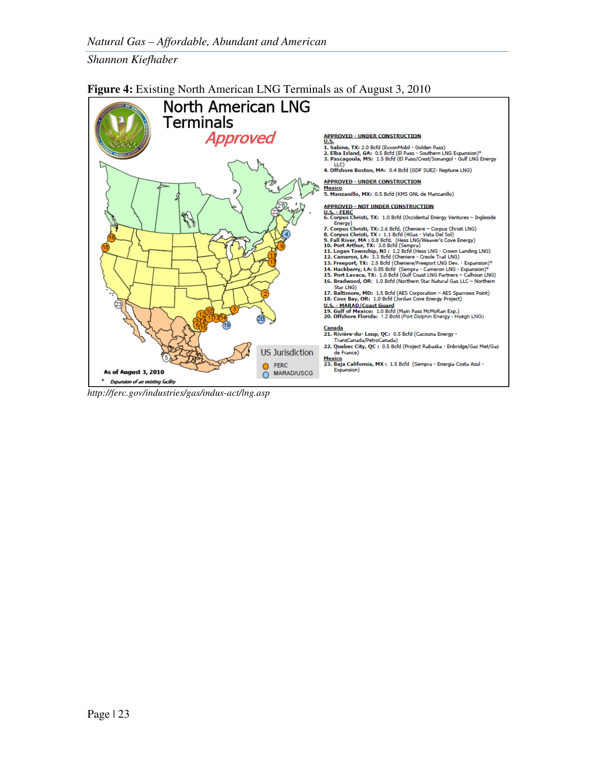**Figure 4:** Existing North American LNG Terminals as of August 3, 2010

# North American LNG Terminals

## Approved

**APPROVED - UNDER CONSTRUCTION**

**U.S.**

1. **Sabine, TX:** 2.0 Bcfd (ExxonMobil - Golden Pass)
2. **Elba Island, GA:** 0.5 Bcfd (El Paso - Southern LNG Expansion)*
3. **Pascagoula, MS:** 1.5 Bcfd (El Paso/Crest/Sonangol - Gulf LNG Energy LLC)
4. **Offshore Boston, MA:** 0.4 Bcfd (GDF SUEZ- Neptune LNG)

**APPROVED - UNDER CONSTRUCTION**

**Mexico**

5. **Manzanillo, MX:** 0.5 Bcfd (KMS GNL de Manzanillo)

**APPROVED - NOT UNDER CONSTRUCTION**

**U.S. - FERC**

6. **Corpus Christi, TX:** 1.0 Bcfd (Occidental Energy Ventures – Ingleside Energy)
7. **Corpus Christi, TX:** 2.6 Bcfd. (Cheniere – Corpus Christi LNG)
8. **Corpus Christi, TX :** 1.1 Bcfd (4Gas - Vista Del Sol)
9. **Fall River, MA :** 0.8 Bcfd, (Hess LNG/Weaver's Cove Energy)
10. **Port Arthur, TX:** 3.0 Bcfd (Sempra)
11. **Logan Township, NJ :** 1.2 Bcfd (Hess LNG - Crown Landing LNG)
12. **Cameron, LA:** 3.3 Bcfd (Cheniere - Creole Trail LNG)
13. **Freeport, TX:** 2.5 Bcfd (Cheniere/Freeport LNG Dev. - Expansion)*
14. **Hackberry, LA:** 0.85 Bcfd (Sempra - Cameron LNG - Expansion)*
15. **Port Lavaca, TX:** 1.0 Bcfd (Gulf Coast LNG Partners – Calhoun LNG)
16. **Bradwood, OR:** 1.0 Bcfd (Northern Star Natural Gas LLC – Northern Star LNG)
17. **Baltimore, MD:** 1.5 Bcfd (AES Corporation – AES Sparrows Point)
18. **Coos Bay, OR:** 1.0 Bcfd (Jordan Cove Energy Project)

**U.S. - MARAD/Coast Guard**

19. **Gulf of Mexico:** 1.0 Bcfd (Main Pass McMoRan Exp.)
20. **Offshore Florida:** 1.2 Bcfd (Port Dolphin Energy - Höegh LNG)

**Canada**

21. **Rivière-du- Loup, QC:** 0.5 Bcfd (Cacouna Energy - TransCanada/PetroCanada)
22. **Quebec City, QC :** 0.5 Bcfd (Project Rabaska - Enbridge/Gaz Met/Gaz de France)

**Mexico**

23. **Baja California, MX :** 1.5 Bcfd (Sempra - Energia Costa Azul - Expansion)

US Jurisdiction
- FERC
- MARAD/USCG

**As of August 3, 2010**

\* *Expansion of an existing facility*

*http://ferc.gov/industries/gas/indus-act/lng.asp*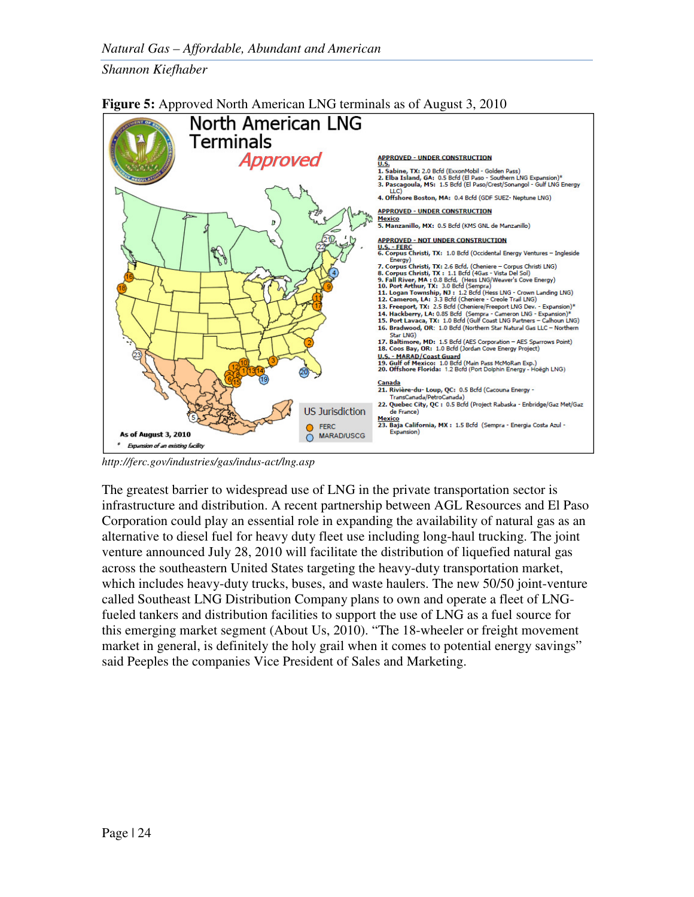**Figure 5:** Approved North American LNG terminals as of August 3, 2010

# North American LNG Terminals

*Approved*

**APPROVED - UNDER CONSTRUCTION**
**U.S.**
1. **Sabine, TX:** 2.0 Bcfd (ExxonMobil - Golden Pass)
2. **Elba Island, GA:** 0.5 Bcfd (El Paso - Southern LNG Expansion)*
3. **Pascagoula, MS:** 1.5 Bcfd (El Paso/Crest/Sonangol - Gulf LNG Energy LLC)
4. **Offshore Boston, MA:** 0.4 Bcfd (GDF SUEZ- Neptune LNG)

**APPROVED - UNDER CONSTRUCTION**
**Mexico**
5. **Manzanillo, MX:** 0.5 Bcfd (KMS GNL de Manzanillo)

**APPROVED - NOT UNDER CONSTRUCTION**
**U.S. - FERC**
6. **Corpus Christi, TX:** 1.0 Bcfd (Occidental Energy Ventures – Ingleside Energy)
7. **Corpus Christi, TX:** 2.6 Bcfd, (Cheniere – Corpus Christi LNG)
8. **Corpus Christi, TX :** 1.1 Bcfd (4Gas - Vista Del Sol)
9. **Fall River, MA :** 0.8 Bcfd, (Hess LNG/Weaver's Cove Energy)
10. **Port Arthur, TX:** 3.0 Bcfd (Sempra)
11. **Logan Township, NJ :** 1.2 Bcfd (Hess LNG - Crown Landing LNG)
12. **Cameron, LA:** 3.3 Bcfd (Cheniere - Creole Trail LNG)
13. **Freeport, TX:** 2.5 Bcfd (Cheniere/Freeport LNG Dev. - Expansion)*
14. **Hackberry, LA:** 0.85 Bcfd (Sempra - Cameron LNG - Expansion)*
15. **Port Lavaca, TX:** 1.0 Bcfd (Gulf Coast LNG Partners – Calhoun LNG)
16. **Bradwood, OR:** 1.0 Bcfd (Northern Star Natural Gas LLC – Northern Star LNG)
17. **Baltimore, MD:** 1.5 Bcfd (AES Corporation – AES Sparrows Point)
18. **Coos Bay, OR:** 1.0 Bcfd (Jordan Cove Energy Project)

**U.S. - MARAD/Coast Guard**
19. **Gulf of Mexico:** 1.0 Bcfd (Main Pass McMoRan Exp.)
20. **Offshore Florida:** 1.2 Bcfd (Port Dolphin Energy - Höegh LNG)

**Canada**
21. **Rivière-du- Loup, QC:** 0.5 Bcfd (Cacouna Energy - TransCanada/PetroCanada)
22. **Quebec City, QC :** 0.5 Bcfd (Project Rabaska - Enbridge/Gaz Met/Gaz de France)

**Mexico**
23. **Baja California, MX :** 1.5 Bcfd (Sempra - Energia Costa Azul - Expansion)

US Jurisdiction: FERC; MARAD/USCG

**As of August 3, 2010**

\* *Expansion of an existing facility*

*http://ferc.gov/industries/gas/indus-act/lng.asp*

The greatest barrier to widespread use of LNG in the private transportation sector is infrastructure and distribution. A recent partnership between AGL Resources and El Paso Corporation could play an essential role in expanding the availability of natural gas as an alternative to diesel fuel for heavy duty fleet use including long-haul trucking. The joint venture announced July 28, 2010 will facilitate the distribution of liquefied natural gas across the southeastern United States targeting the heavy-duty transportation market, which includes heavy-duty trucks, buses, and waste haulers. The new 50/50 joint-venture called Southeast LNG Distribution Company plans to own and operate a fleet of LNG-fueled tankers and distribution facilities to support the use of LNG as a fuel source for this emerging market segment (About Us, 2010). "The 18-wheeler or freight movement market in general, is definitely the holy grail when it comes to potential energy savings" said Peeples the companies Vice President of Sales and Marketing.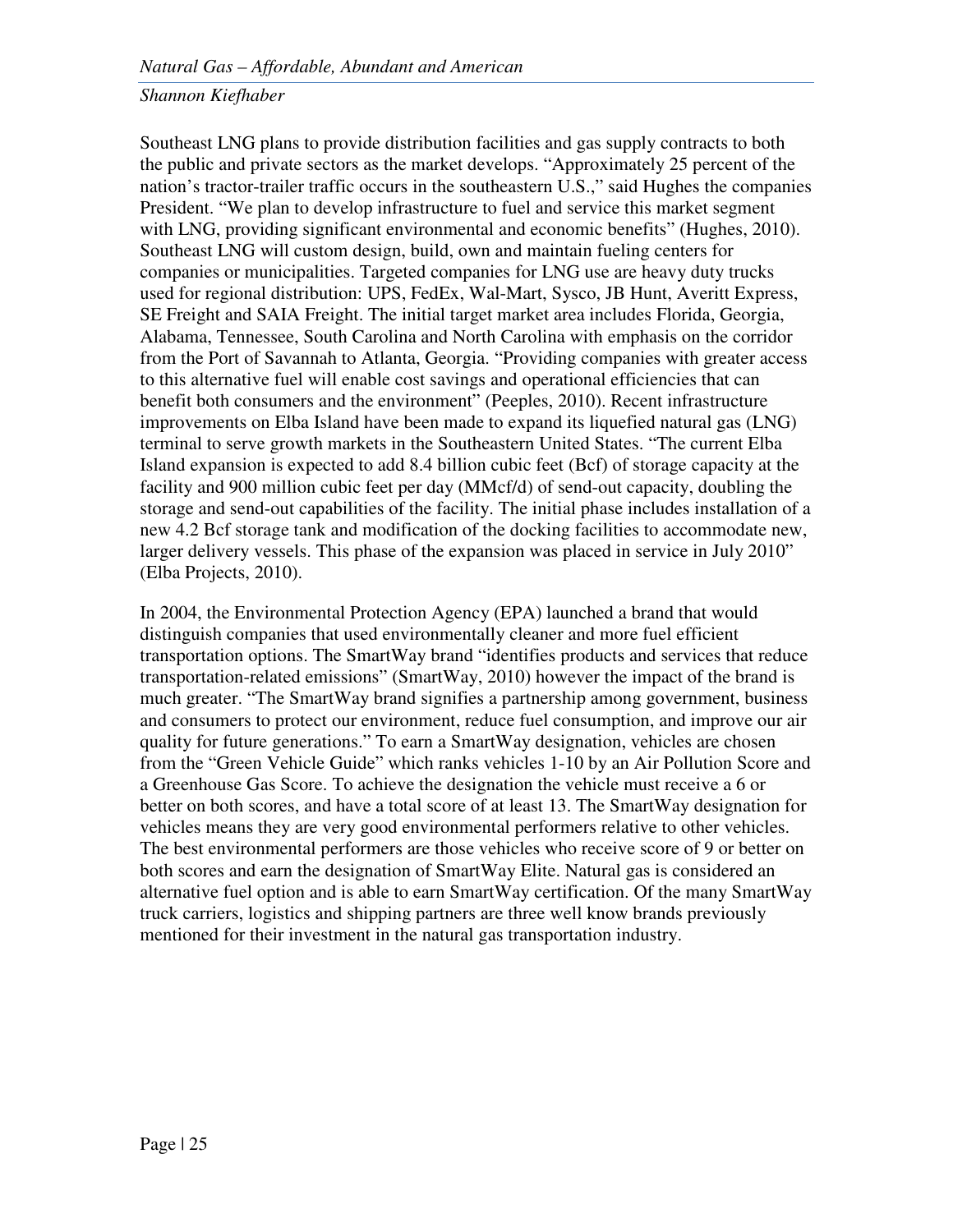Southeast LNG plans to provide distribution facilities and gas supply contracts to both the public and private sectors as the market develops. "Approximately 25 percent of the nation's tractor-trailer traffic occurs in the southeastern U.S.," said Hughes the companies President. "We plan to develop infrastructure to fuel and service this market segment with LNG, providing significant environmental and economic benefits" (Hughes, 2010). Southeast LNG will custom design, build, own and maintain fueling centers for companies or municipalities. Targeted companies for LNG use are heavy duty trucks used for regional distribution: UPS, FedEx, Wal-Mart, Sysco, JB Hunt, Averitt Express, SE Freight and SAIA Freight. The initial target market area includes Florida, Georgia, Alabama, Tennessee, South Carolina and North Carolina with emphasis on the corridor from the Port of Savannah to Atlanta, Georgia. "Providing companies with greater access to this alternative fuel will enable cost savings and operational efficiencies that can benefit both consumers and the environment" (Peeples, 2010). Recent infrastructure improvements on Elba Island have been made to expand its liquefied natural gas (LNG) terminal to serve growth markets in the Southeastern United States. "The current Elba Island expansion is expected to add 8.4 billion cubic feet (Bcf) of storage capacity at the facility and 900 million cubic feet per day (MMcf/d) of send-out capacity, doubling the storage and send-out capabilities of the facility. The initial phase includes installation of a new 4.2 Bcf storage tank and modification of the docking facilities to accommodate new, larger delivery vessels. This phase of the expansion was placed in service in July 2010" (Elba Projects, 2010).

In 2004, the Environmental Protection Agency (EPA) launched a brand that would distinguish companies that used environmentally cleaner and more fuel efficient transportation options. The SmartWay brand "identifies products and services that reduce transportation-related emissions" (SmartWay, 2010) however the impact of the brand is much greater. "The SmartWay brand signifies a partnership among government, business and consumers to protect our environment, reduce fuel consumption, and improve our air quality for future generations." To earn a SmartWay designation, vehicles are chosen from the "Green Vehicle Guide" which ranks vehicles 1-10 by an Air Pollution Score and a Greenhouse Gas Score. To achieve the designation the vehicle must receive a 6 or better on both scores, and have a total score of at least 13. The SmartWay designation for vehicles means they are very good environmental performers relative to other vehicles. The best environmental performers are those vehicles who receive score of 9 or better on both scores and earn the designation of SmartWay Elite. Natural gas is considered an alternative fuel option and is able to earn SmartWay certification. Of the many SmartWay truck carriers, logistics and shipping partners are three well know brands previously mentioned for their investment in the natural gas transportation industry.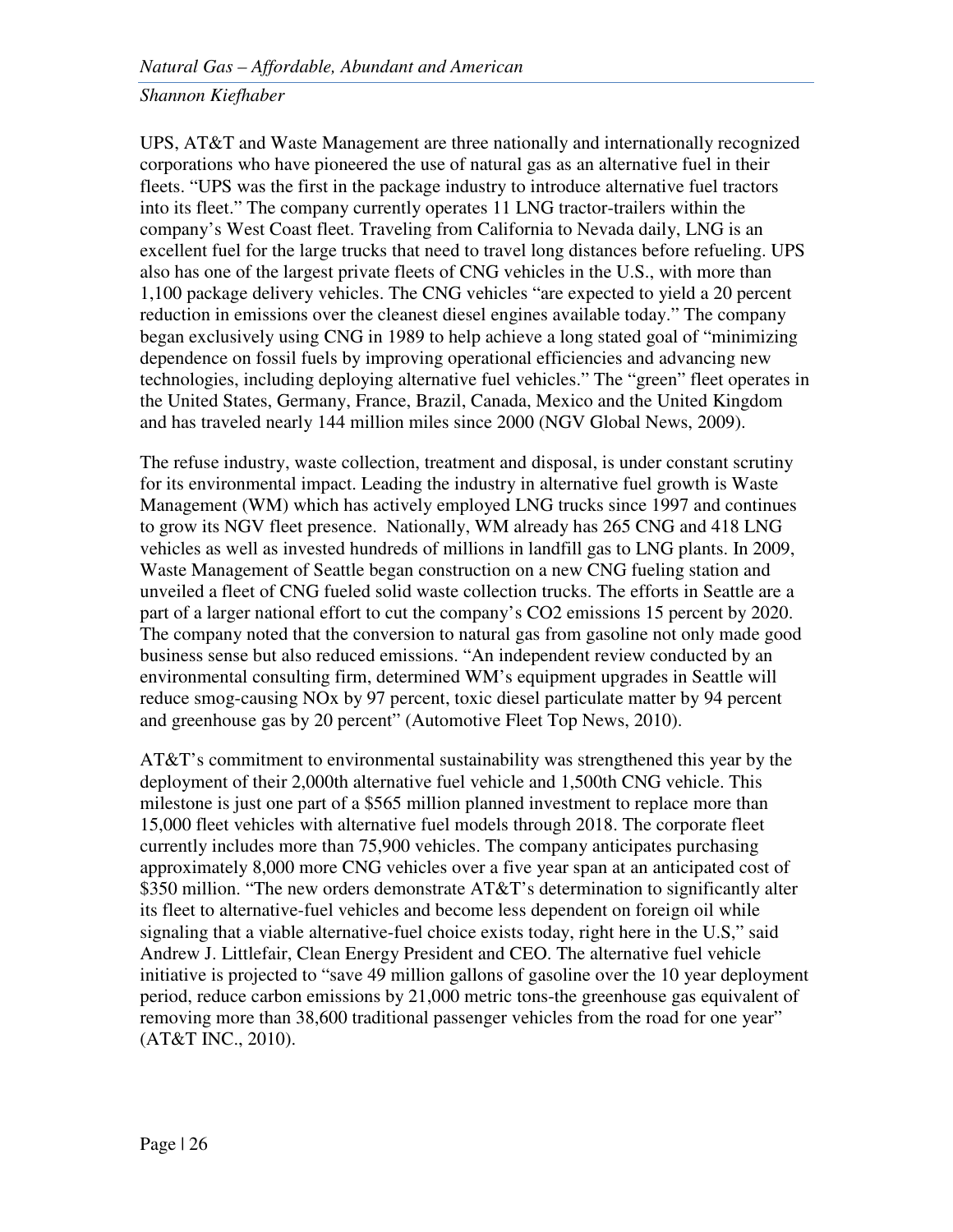UPS, AT&T and Waste Management are three nationally and internationally recognized corporations who have pioneered the use of natural gas as an alternative fuel in their fleets. "UPS was the first in the package industry to introduce alternative fuel tractors into its fleet." The company currently operates 11 LNG tractor-trailers within the company's West Coast fleet. Traveling from California to Nevada daily, LNG is an excellent fuel for the large trucks that need to travel long distances before refueling. UPS also has one of the largest private fleets of CNG vehicles in the U.S., with more than 1,100 package delivery vehicles. The CNG vehicles "are expected to yield a 20 percent reduction in emissions over the cleanest diesel engines available today." The company began exclusively using CNG in 1989 to help achieve a long stated goal of "minimizing dependence on fossil fuels by improving operational efficiencies and advancing new technologies, including deploying alternative fuel vehicles." The "green" fleet operates in the United States, Germany, France, Brazil, Canada, Mexico and the United Kingdom and has traveled nearly 144 million miles since 2000 (NGV Global News, 2009).

The refuse industry, waste collection, treatment and disposal, is under constant scrutiny for its environmental impact. Leading the industry in alternative fuel growth is Waste Management (WM) which has actively employed LNG trucks since 1997 and continues to grow its NGV fleet presence. Nationally, WM already has 265 CNG and 418 LNG vehicles as well as invested hundreds of millions in landfill gas to LNG plants. In 2009, Waste Management of Seattle began construction on a new CNG fueling station and unveiled a fleet of CNG fueled solid waste collection trucks. The efforts in Seattle are a part of a larger national effort to cut the company's $CO_2$ emissions 15 percent by 2020. The company noted that the conversion to natural gas from gasoline not only made good business sense but also reduced emissions. "An independent review conducted by an environmental consulting firm, determined WM's equipment upgrades in Seattle will reduce smog-causing $NO_x$ by 97 percent, toxic diesel particulate matter by 94 percent and greenhouse gas by 20 percent" (Automotive Fleet Top News, 2010).

AT&T's commitment to environmental sustainability was strengthened this year by the deployment of their 2,000th alternative fuel vehicle and 1,500th CNG vehicle. This milestone is just one part of a $565 million planned investment to replace more than 15,000 fleet vehicles with alternative fuel models through 2018. The corporate fleet currently includes more than 75,900 vehicles. The company anticipates purchasing approximately 8,000 more CNG vehicles over a five year span at an anticipated cost of $350 million. "The new orders demonstrate AT&T's determination to significantly alter its fleet to alternative-fuel vehicles and become less dependent on foreign oil while signaling that a viable alternative-fuel choice exists today, right here in the U.S," said Andrew J. Littlefair, Clean Energy President and CEO. The alternative fuel vehicle initiative is projected to "save 49 million gallons of gasoline over the 10 year deployment period, reduce carbon emissions by 21,000 metric tons-the greenhouse gas equivalent of removing more than 38,600 traditional passenger vehicles from the road for one year" (AT&T INC., 2010).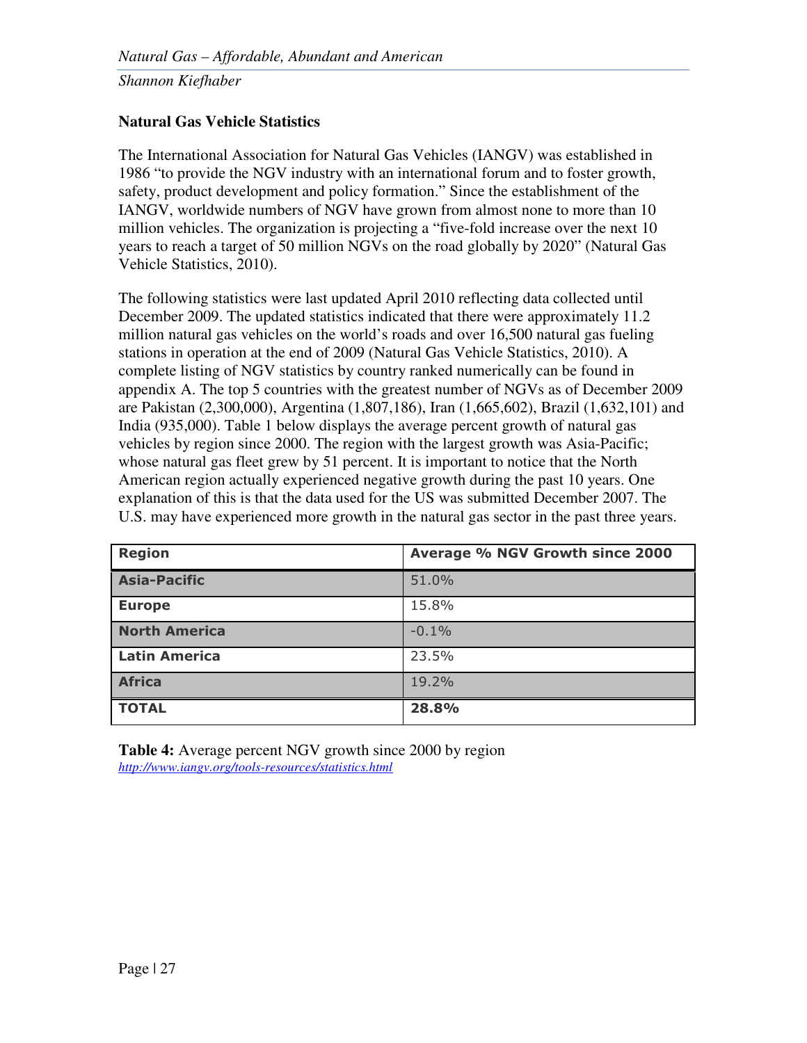## Natural Gas Vehicle Statistics

The International Association for Natural Gas Vehicles (IANGV) was established in 1986 "to provide the NGV industry with an international forum and to foster growth, safety, product development and policy formation." Since the establishment of the IANGV, worldwide numbers of NGV have grown from almost none to more than 10 million vehicles. The organization is projecting a "five-fold increase over the next 10 years to reach a target of 50 million NGVs on the road globally by 2020" (Natural Gas Vehicle Statistics, 2010).

The following statistics were last updated April 2010 reflecting data collected until December 2009. The updated statistics indicated that there were approximately 11.2 million natural gas vehicles on the world's roads and over 16,500 natural gas fueling stations in operation at the end of 2009 (Natural Gas Vehicle Statistics, 2010). A complete listing of NGV statistics by country ranked numerically can be found in appendix A. The top 5 countries with the greatest number of NGVs as of December 2009 are Pakistan (2,300,000), Argentina (1,807,186), Iran (1,665,602), Brazil (1,632,101) and India (935,000). Table 1 below displays the average percent growth of natural gas vehicles by region since 2000. The region with the largest growth was Asia-Pacific; whose natural gas fleet grew by 51 percent. It is important to notice that the North American region actually experienced negative growth during the past 10 years. One explanation of this is that the data used for the US was submitted December 2007. The U.S. may have experienced more growth in the natural gas sector in the past three years.

| Region | Average % NGV Growth since 2000 |
|---|---|
| **Asia-Pacific** | 51.0% |
| **Europe** | 15.8% |
| **North America** | -0.1% |
| **Latin America** | 23.5% |
| **Africa** | 19.2% |
| **TOTAL** | **28.8%** |

**Table 4:** Average percent NGV growth since 2000 by region
*http://www.iangv.org/tools-resources/statistics.html*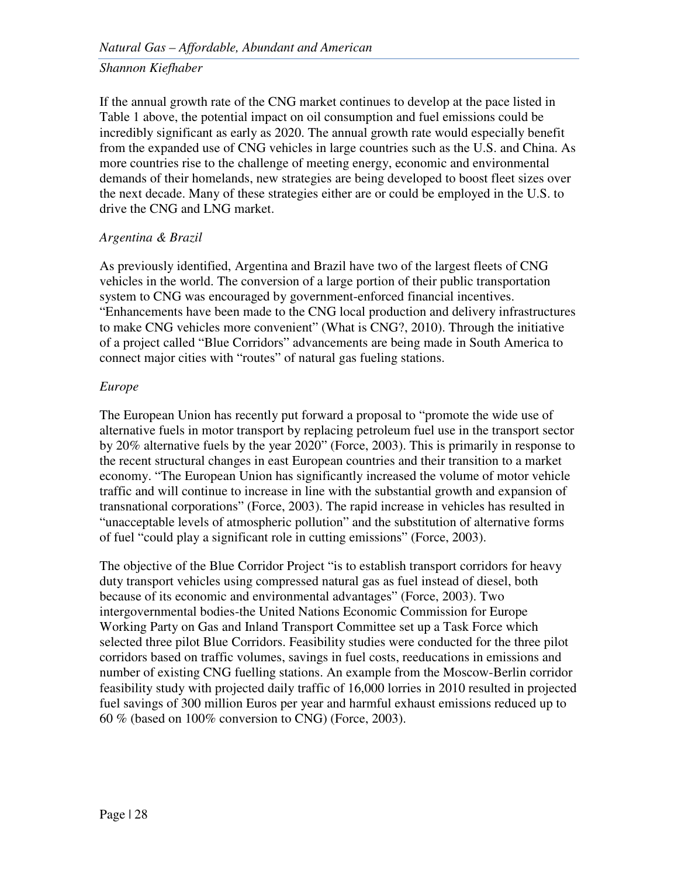If the annual growth rate of the CNG market continues to develop at the pace listed in Table 1 above, the potential impact on oil consumption and fuel emissions could be incredibly significant as early as 2020. The annual growth rate would especially benefit from the expanded use of CNG vehicles in large countries such as the U.S. and China. As more countries rise to the challenge of meeting energy, economic and environmental demands of their homelands, new strategies are being developed to boost fleet sizes over the next decade. Many of these strategies either are or could be employed in the U.S. to drive the CNG and LNG market.

*Argentina & Brazil*

As previously identified, Argentina and Brazil have two of the largest fleets of CNG vehicles in the world. The conversion of a large portion of their public transportation system to CNG was encouraged by government-enforced financial incentives. "Enhancements have been made to the CNG local production and delivery infrastructures to make CNG vehicles more convenient" (What is CNG?, 2010). Through the initiative of a project called "Blue Corridors" advancements are being made in South America to connect major cities with "routes" of natural gas fueling stations.

*Europe*

The European Union has recently put forward a proposal to "promote the wide use of alternative fuels in motor transport by replacing petroleum fuel use in the transport sector by 20% alternative fuels by the year 2020" (Force, 2003). This is primarily in response to the recent structural changes in east European countries and their transition to a market economy. "The European Union has significantly increased the volume of motor vehicle traffic and will continue to increase in line with the substantial growth and expansion of transnational corporations" (Force, 2003). The rapid increase in vehicles has resulted in "unacceptable levels of atmospheric pollution" and the substitution of alternative forms of fuel "could play a significant role in cutting emissions" (Force, 2003).

The objective of the Blue Corridor Project "is to establish transport corridors for heavy duty transport vehicles using compressed natural gas as fuel instead of diesel, both because of its economic and environmental advantages" (Force, 2003). Two intergovernmental bodies-the United Nations Economic Commission for Europe Working Party on Gas and Inland Transport Committee set up a Task Force which selected three pilot Blue Corridors. Feasibility studies were conducted for the three pilot corridors based on traffic volumes, savings in fuel costs, reeducations in emissions and number of existing CNG fuelling stations. An example from the Moscow-Berlin corridor feasibility study with projected daily traffic of 16,000 lorries in 2010 resulted in projected fuel savings of 300 million Euros per year and harmful exhaust emissions reduced up to 60 % (based on 100% conversion to CNG) (Force, 2003).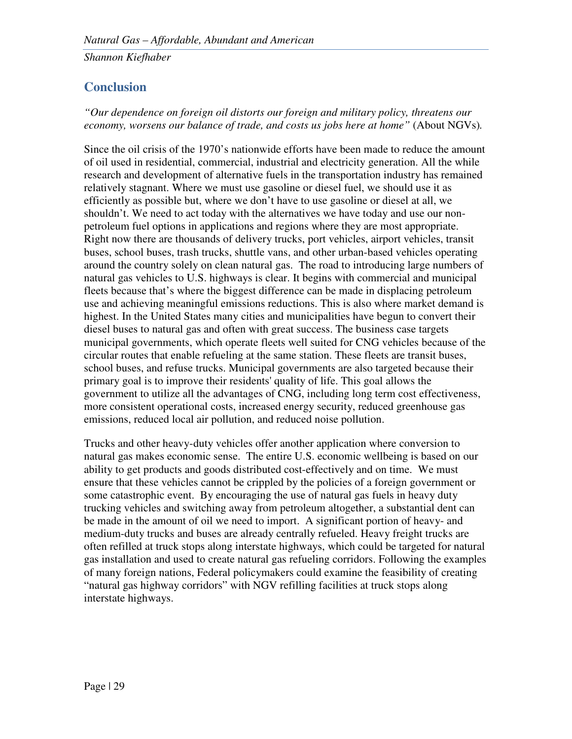## Conclusion

*"Our dependence on foreign oil distorts our foreign and military policy, threatens our economy, worsens our balance of trade, and costs us jobs here at home"* (About NGVs).

Since the oil crisis of the 1970's nationwide efforts have been made to reduce the amount of oil used in residential, commercial, industrial and electricity generation. All the while research and development of alternative fuels in the transportation industry has remained relatively stagnant. Where we must use gasoline or diesel fuel, we should use it as efficiently as possible but, where we don't have to use gasoline or diesel at all, we shouldn't. We need to act today with the alternatives we have today and use our non-petroleum fuel options in applications and regions where they are most appropriate. Right now there are thousands of delivery trucks, port vehicles, airport vehicles, transit buses, school buses, trash trucks, shuttle vans, and other urban-based vehicles operating around the country solely on clean natural gas. The road to introducing large numbers of natural gas vehicles to U.S. highways is clear. It begins with commercial and municipal fleets because that's where the biggest difference can be made in displacing petroleum use and achieving meaningful emissions reductions. This is also where market demand is highest. In the United States many cities and municipalities have begun to convert their diesel buses to natural gas and often with great success. The business case targets municipal governments, which operate fleets well suited for CNG vehicles because of the circular routes that enable refueling at the same station. These fleets are transit buses, school buses, and refuse trucks. Municipal governments are also targeted because their primary goal is to improve their residents' quality of life. This goal allows the government to utilize all the advantages of CNG, including long term cost effectiveness, more consistent operational costs, increased energy security, reduced greenhouse gas emissions, reduced local air pollution, and reduced noise pollution.

Trucks and other heavy-duty vehicles offer another application where conversion to natural gas makes economic sense. The entire U.S. economic wellbeing is based on our ability to get products and goods distributed cost-effectively and on time. We must ensure that these vehicles cannot be crippled by the policies of a foreign government or some catastrophic event. By encouraging the use of natural gas fuels in heavy duty trucking vehicles and switching away from petroleum altogether, a substantial dent can be made in the amount of oil we need to import. A significant portion of heavy- and medium-duty trucks and buses are already centrally refueled. Heavy freight trucks are often refilled at truck stops along interstate highways, which could be targeted for natural gas installation and used to create natural gas refueling corridors. Following the examples of many foreign nations, Federal policymakers could examine the feasibility of creating "natural gas highway corridors" with NGV refilling facilities at truck stops along interstate highways.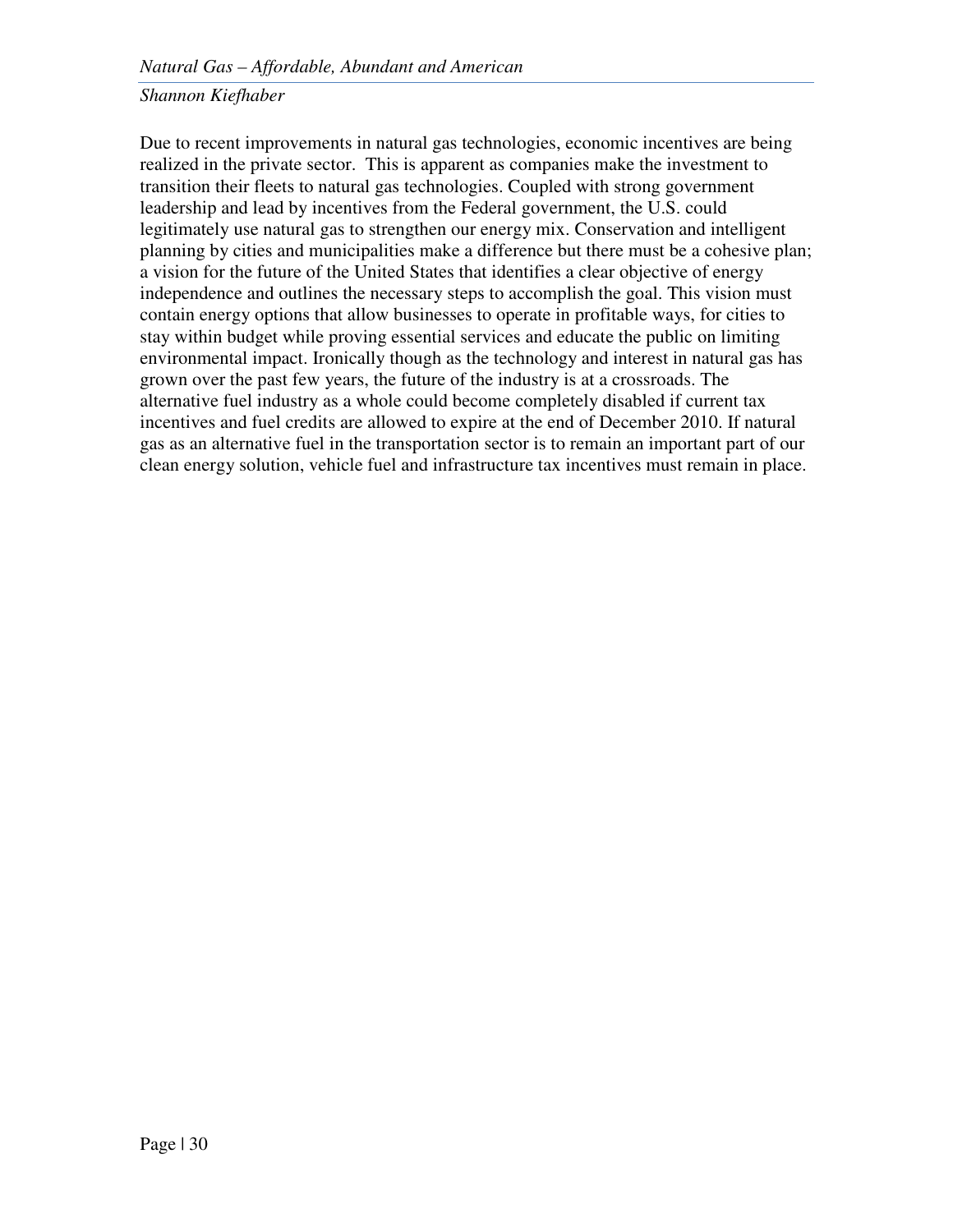Due to recent improvements in natural gas technologies, economic incentives are being realized in the private sector. This is apparent as companies make the investment to transition their fleets to natural gas technologies. Coupled with strong government leadership and lead by incentives from the Federal government, the U.S. could legitimately use natural gas to strengthen our energy mix. Conservation and intelligent planning by cities and municipalities make a difference but there must be a cohesive plan; a vision for the future of the United States that identifies a clear objective of energy independence and outlines the necessary steps to accomplish the goal. This vision must contain energy options that allow businesses to operate in profitable ways, for cities to stay within budget while proving essential services and educate the public on limiting environmental impact. Ironically though as the technology and interest in natural gas has grown over the past few years, the future of the industry is at a crossroads. The alternative fuel industry as a whole could become completely disabled if current tax incentives and fuel credits are allowed to expire at the end of December 2010. If natural gas as an alternative fuel in the transportation sector is to remain an important part of our clean energy solution, vehicle fuel and infrastructure tax incentives must remain in place.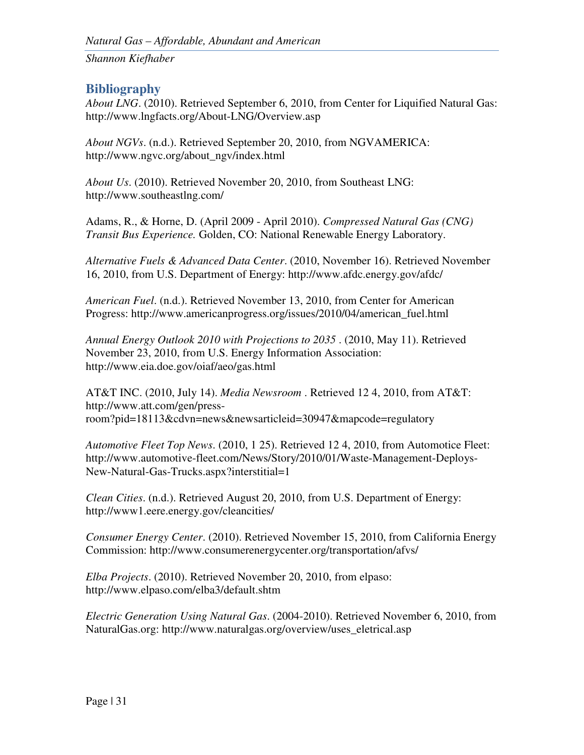## Bibliography

*About LNG*. (2010). Retrieved September 6, 2010, from Center for Liquified Natural Gas: http://www.lngfacts.org/About-LNG/Overview.asp

*About NGVs*. (n.d.). Retrieved September 20, 2010, from NGVAMERICA: http://www.ngvc.org/about_ngv/index.html

*About Us*. (2010). Retrieved November 20, 2010, from Southeast LNG: http://www.southeastlng.com/

Adams, R., & Horne, D. (April 2009 - April 2010). *Compressed Natural Gas (CNG) Transit Bus Experience.* Golden, CO: National Renewable Energy Laboratory.

*Alternative Fuels & Advanced Data Center*. (2010, November 16). Retrieved November 16, 2010, from U.S. Department of Energy: http://www.afdc.energy.gov/afdc/

*American Fuel*. (n.d.). Retrieved November 13, 2010, from Center for American Progress: http://www.americanprogress.org/issues/2010/04/american_fuel.html

*Annual Energy Outlook 2010 with Projections to 2035* . (2010, May 11). Retrieved November 23, 2010, from U.S. Energy Information Association: http://www.eia.doe.gov/oiaf/aeo/gas.html

AT&T INC. (2010, July 14). *Media Newsroom* . Retrieved 12 4, 2010, from AT&T: http://www.att.com/gen/press-room?pid=18113&cdvn=news&newsarticleid=30947&mapcode=regulatory

*Automotive Fleet Top News*. (2010, 1 25). Retrieved 12 4, 2010, from Automotice Fleet: http://www.automotive-fleet.com/News/Story/2010/01/Waste-Management-Deploys-New-Natural-Gas-Trucks.aspx?interstitial=1

*Clean Cities*. (n.d.). Retrieved August 20, 2010, from U.S. Department of Energy: http://www1.eere.energy.gov/cleancities/

*Consumer Energy Center*. (2010). Retrieved November 15, 2010, from California Energy Commission: http://www.consumerenergycenter.org/transportation/afvs/

*Elba Projects*. (2010). Retrieved November 20, 2010, from elpaso: http://www.elpaso.com/elba3/default.shtm

*Electric Generation Using Natural Gas*. (2004-2010). Retrieved November 6, 2010, from NaturalGas.org: http://www.naturalgas.org/overview/uses_eletrical.asp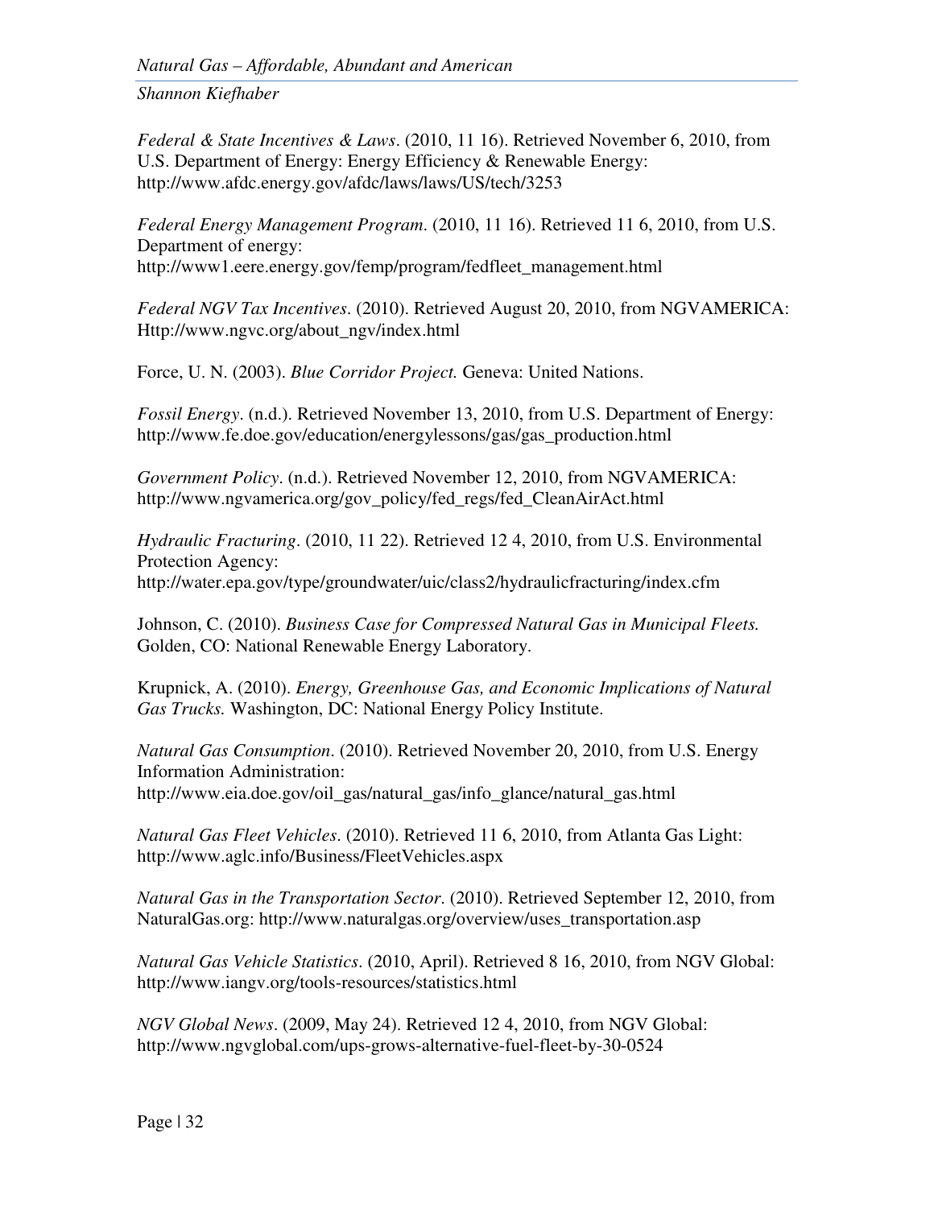*Federal & State Incentives & Laws*. (2010, 11 16). Retrieved November 6, 2010, from U.S. Department of Energy: Energy Efficiency & Renewable Energy: http://www.afdc.energy.gov/afdc/laws/laws/US/tech/3253

*Federal Energy Management Program*. (2010, 11 16). Retrieved 11 6, 2010, from U.S. Department of energy: http://www1.eere.energy.gov/femp/program/fedfleet_management.html

*Federal NGV Tax Incentives*. (2010). Retrieved August 20, 2010, from NGVAMERICA: Http://www.ngvc.org/about_ngv/index.html

Force, U. N. (2003). *Blue Corridor Project.* Geneva: United Nations.

*Fossil Energy*. (n.d.). Retrieved November 13, 2010, from U.S. Department of Energy: http://www.fe.doe.gov/education/energylessons/gas/gas_production.html

*Government Policy*. (n.d.). Retrieved November 12, 2010, from NGVAMERICA: http://www.ngvamerica.org/gov_policy/fed_regs/fed_CleanAirAct.html

*Hydraulic Fracturing*. (2010, 11 22). Retrieved 12 4, 2010, from U.S. Environmental Protection Agency: http://water.epa.gov/type/groundwater/uic/class2/hydraulicfracturing/index.cfm

Johnson, C. (2010). *Business Case for Compressed Natural Gas in Municipal Fleets.* Golden, CO: National Renewable Energy Laboratory.

Krupnick, A. (2010). *Energy, Greenhouse Gas, and Economic Implications of Natural Gas Trucks.* Washington, DC: National Energy Policy Institute.

*Natural Gas Consumption*. (2010). Retrieved November 20, 2010, from U.S. Energy Information Administration: http://www.eia.doe.gov/oil_gas/natural_gas/info_glance/natural_gas.html

*Natural Gas Fleet Vehicles*. (2010). Retrieved 11 6, 2010, from Atlanta Gas Light: http://www.aglc.info/Business/FleetVehicles.aspx

*Natural Gas in the Transportation Sector*. (2010). Retrieved September 12, 2010, from NaturalGas.org: http://www.naturalgas.org/overview/uses_transportation.asp

*Natural Gas Vehicle Statistics*. (2010, April). Retrieved 8 16, 2010, from NGV Global: http://www.iangv.org/tools-resources/statistics.html

*NGV Global News*. (2009, May 24). Retrieved 12 4, 2010, from NGV Global: http://www.ngvglobal.com/ups-grows-alternative-fuel-fleet-by-30-0524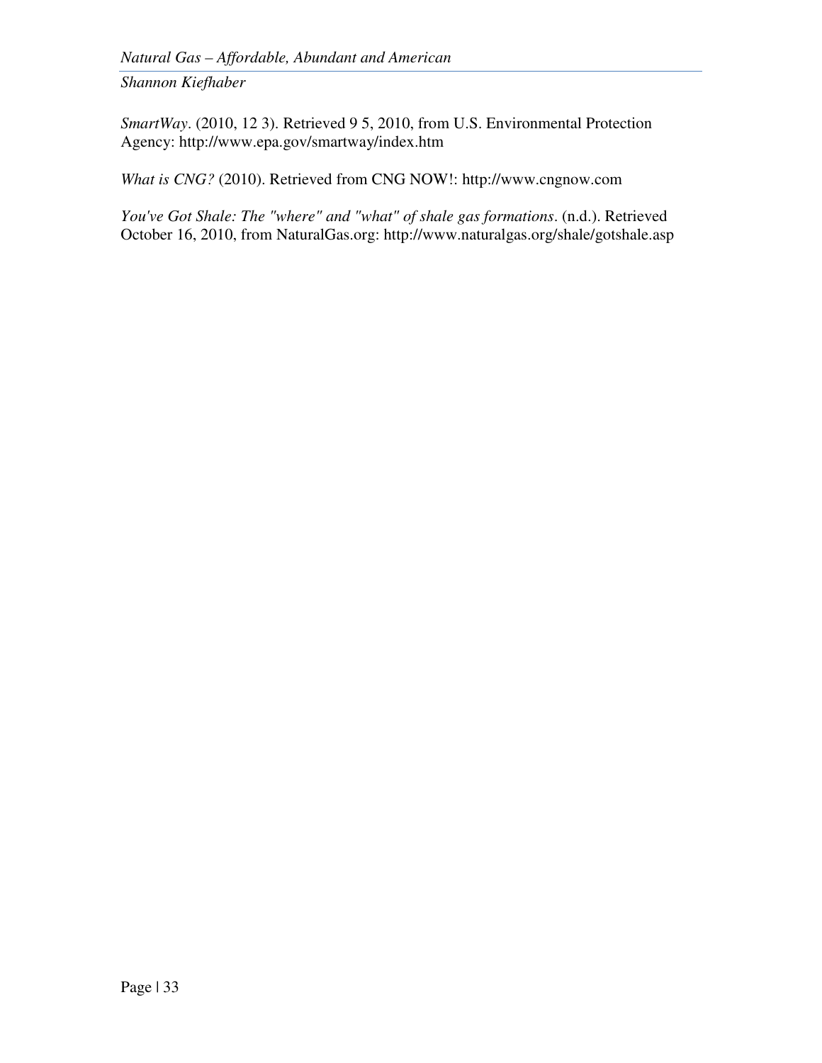*SmartWay*. (2010, 12 3). Retrieved 9 5, 2010, from U.S. Environmental Protection Agency: http://www.epa.gov/smartway/index.htm

*What is CNG?* (2010). Retrieved from CNG NOW!: http://www.cngnow.com

*You've Got Shale: The "where" and "what" of shale gas formations*. (n.d.). Retrieved October 16, 2010, from NaturalGas.org: http://www.naturalgas.org/shale/gotshale.asp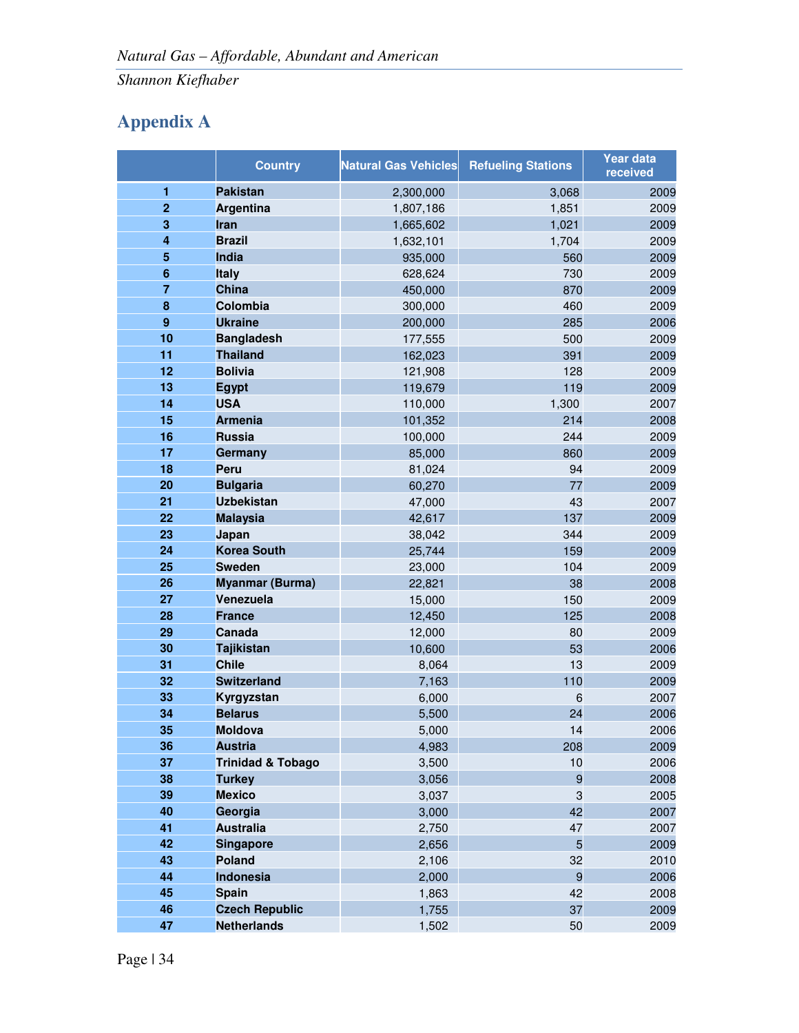## Appendix A

| | Country | Natural Gas Vehicles | Refueling Stations | Year data received |
|---|---|---|---|---|
| 1 | **Pakistan** | 2,300,000 | 3,068 | 2009 |
| 2 | **Argentina** | 1,807,186 | 1,851 | 2009 |
| 3 | **Iran** | 1,665,602 | 1,021 | 2009 |
| 4 | **Brazil** | 1,632,101 | 1,704 | 2009 |
| 5 | **India** | 935,000 | 560 | 2009 |
| 6 | **Italy** | 628,624 | 730 | 2009 |
| 7 | **China** | 450,000 | 870 | 2009 |
| 8 | **Colombia** | 300,000 | 460 | 2009 |
| 9 | **Ukraine** | 200,000 | 285 | 2006 |
| 10 | **Bangladesh** | 177,555 | 500 | 2009 |
| 11 | **Thailand** | 162,023 | 391 | 2009 |
| 12 | **Bolivia** | 121,908 | 128 | 2009 |
| 13 | **Egypt** | 119,679 | 119 | 2009 |
| 14 | **USA** | 110,000 | 1,300 | 2007 |
| 15 | **Armenia** | 101,352 | 214 | 2008 |
| 16 | **Russia** | 100,000 | 244 | 2009 |
| 17 | **Germany** | 85,000 | 860 | 2009 |
| 18 | **Peru** | 81,024 | 94 | 2009 |
| 20 | **Bulgaria** | 60,270 | 77 | 2009 |
| 21 | **Uzbekistan** | 47,000 | 43 | 2007 |
| 22 | **Malaysia** | 42,617 | 137 | 2009 |
| 23 | **Japan** | 38,042 | 344 | 2009 |
| 24 | **Korea South** | 25,744 | 159 | 2009 |
| 25 | **Sweden** | 23,000 | 104 | 2009 |
| 26 | **Myanmar (Burma)** | 22,821 | 38 | 2008 |
| 27 | **Venezuela** | 15,000 | 150 | 2009 |
| 28 | **France** | 12,450 | 125 | 2008 |
| 29 | **Canada** | 12,000 | 80 | 2009 |
| 30 | **Tajikistan** | 10,600 | 53 | 2006 |
| 31 | **Chile** | 8,064 | 13 | 2009 |
| 32 | **Switzerland** | 7,163 | 110 | 2009 |
| 33 | **Kyrgyzstan** | 6,000 | 6 | 2007 |
| 34 | **Belarus** | 5,500 | 24 | 2006 |
| 35 | **Moldova** | 5,000 | 14 | 2006 |
| 36 | **Austria** | 4,983 | 208 | 2009 |
| 37 | **Trinidad & Tobago** | 3,500 | 10 | 2006 |
| 38 | **Turkey** | 3,056 | 9 | 2008 |
| 39 | **Mexico** | 3,037 | 3 | 2005 |
| 40 | **Georgia** | 3,000 | 42 | 2007 |
| 41 | **Australia** | 2,750 | 47 | 2007 |
| 42 | **Singapore** | 2,656 | 5 | 2009 |
| 43 | **Poland** | 2,106 | 32 | 2010 |
| 44 | **Indonesia** | 2,000 | 9 | 2006 |
| 45 | **Spain** | 1,863 | 42 | 2008 |
| 46 | **Czech Republic** | 1,755 | 37 | 2009 |
| 47 | **Netherlands** | 1,502 | 50 | 2009 |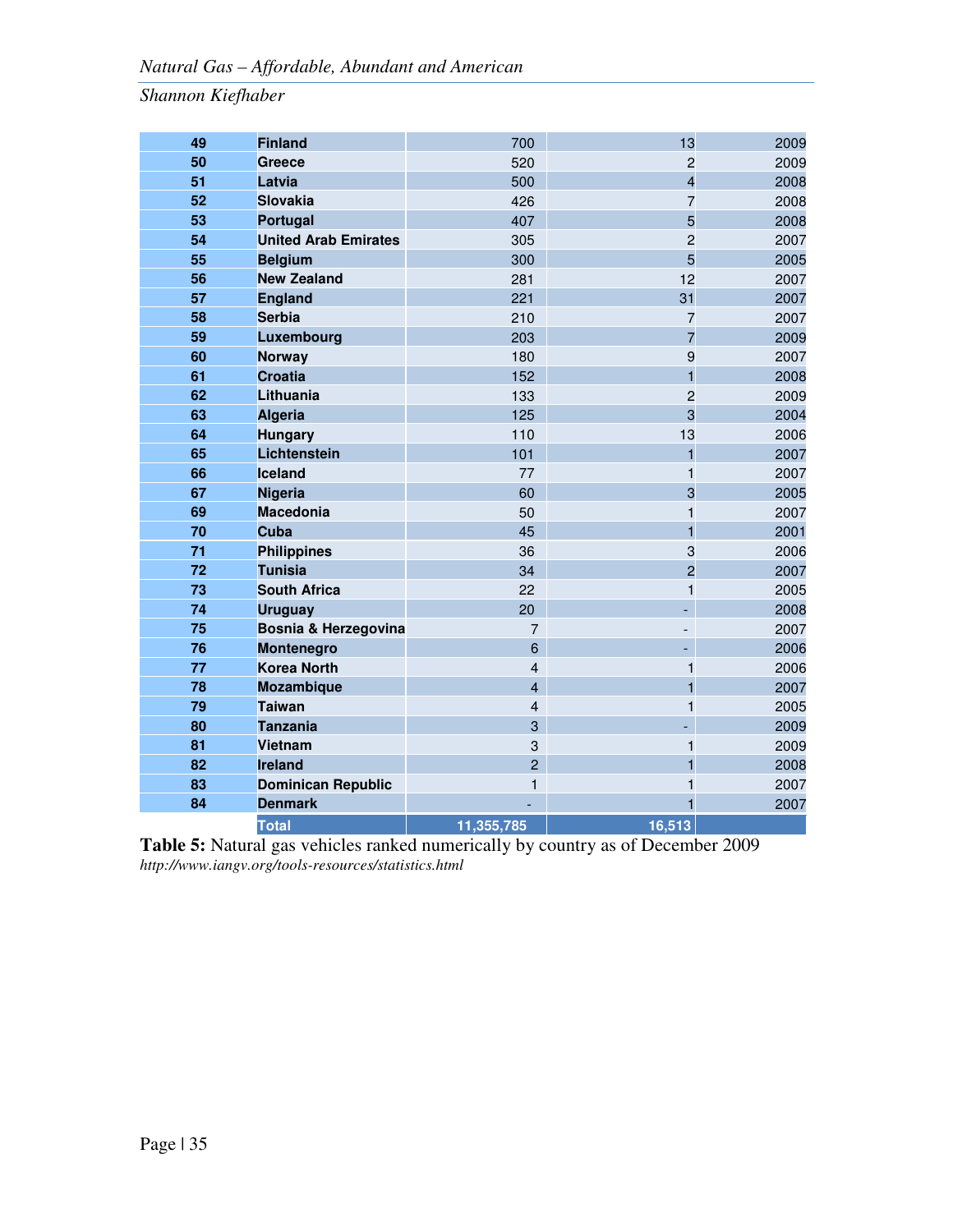| | | | | |
|---|---|---|---|---|
| 49 | Finland | 700 | 13 | 2009 |
| 50 | Greece | 520 | 2 | 2009 |
| 51 | Latvia | 500 | 4 | 2008 |
| 52 | Slovakia | 426 | 7 | 2008 |
| 53 | Portugal | 407 | 5 | 2008 |
| 54 | United Arab Emirates | 305 | 2 | 2007 |
| 55 | Belgium | 300 | 5 | 2005 |
| 56 | New Zealand | 281 | 12 | 2007 |
| 57 | England | 221 | 31 | 2007 |
| 58 | Serbia | 210 | 7 | 2007 |
| 59 | Luxembourg | 203 | 7 | 2009 |
| 60 | Norway | 180 | 9 | 2007 |
| 61 | Croatia | 152 | 1 | 2008 |
| 62 | Lithuania | 133 | 2 | 2009 |
| 63 | Algeria | 125 | 3 | 2004 |
| 64 | Hungary | 110 | 13 | 2006 |
| 65 | Lichtenstein | 101 | 1 | 2007 |
| 66 | Iceland | 77 | 1 | 2007 |
| 67 | Nigeria | 60 | 3 | 2005 |
| 69 | Macedonia | 50 | 1 | 2007 |
| 70 | Cuba | 45 | 1 | 2001 |
| 71 | Philippines | 36 | 3 | 2006 |
| 72 | Tunisia | 34 | 2 | 2007 |
| 73 | South Africa | 22 | 1 | 2005 |
| 74 | Uruguay | 20 | - | 2008 |
| 75 | Bosnia & Herzegovina | 7 | - | 2007 |
| 76 | Montenegro | 6 | - | 2006 |
| 77 | Korea North | 4 | 1 | 2006 |
| 78 | Mozambique | 4 | 1 | 2007 |
| 79 | Taiwan | 4 | 1 | 2005 |
| 80 | Tanzania | 3 | - | 2009 |
| 81 | Vietnam | 3 | 1 | 2009 |
| 82 | Ireland | 2 | 1 | 2008 |
| 83 | Dominican Republic | 1 | 1 | 2007 |
| 84 | Denmark | - | 1 | 2007 |
| | **Total** | **11,355,785** | **16,513** | |

**Table 5:** Natural gas vehicles ranked numerically by country as of December 2009
*http://www.iangv.org/tools-resources/statistics.html*